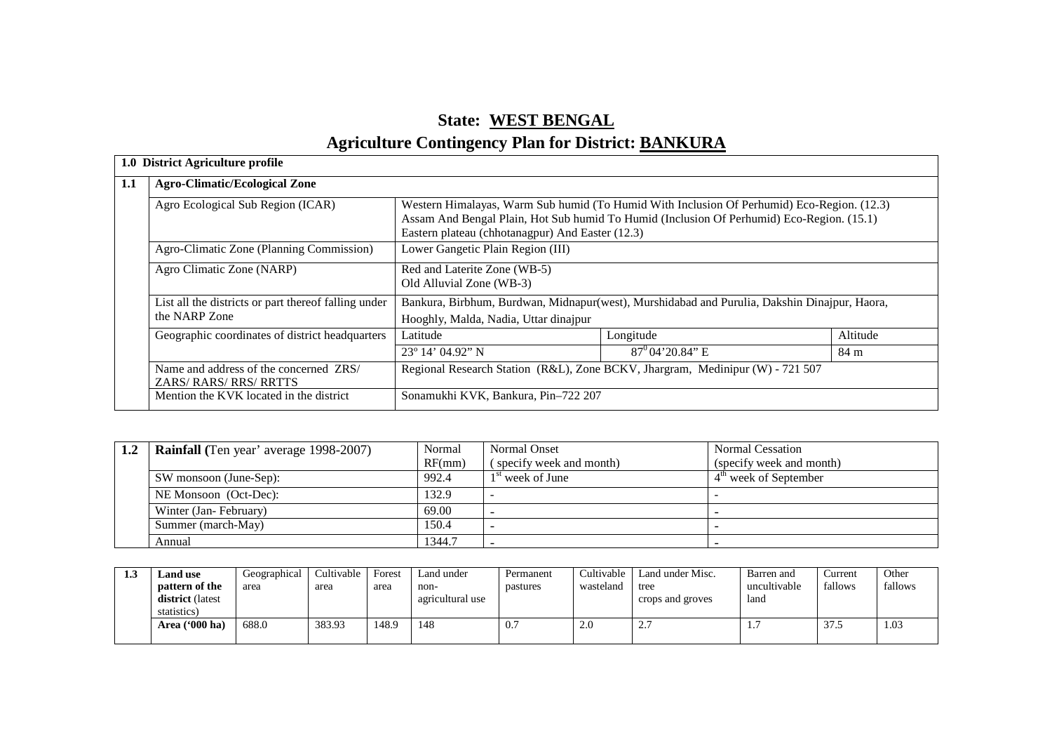# State: WEST BENGAL

# Agriculture Contingency Plan for District: BANKURA

| 1.0 District Agriculture profile | | | | |
|---|---|---|---|---|
| **1.1** | **Agro-Climatic/Ecological Zone** | | | |
| | Agro Ecological Sub Region (ICAR) | Western Himalayas, Warm Sub humid (To Humid With Inclusion Of Perhumid) Eco-Region. (12.3) Assam And Bengal Plain, Hot Sub humid To Humid (Inclusion Of Perhumid) Eco-Region. (15.1) Eastern plateau (chhotanagpur) And Easter (12.3) | | |
| | Agro-Climatic Zone (Planning Commission) | Lower Gangetic Plain Region (III) | | |
| | Agro Climatic Zone (NARP) | Red and Laterite Zone (WB-5) Old Alluvial Zone (WB-3) | | |
| | List all the districts or part thereof falling under the NARP Zone | Bankura, Birbhum, Burdwan, Midnapur(west), Murshidabad and Purulia, Dakshin Dinajpur, Haora, Hooghly, Malda, Nadia, Uttar dinajpur | | |
| | Geographic coordinates of district headquarters | Latitude | Longitude | Altitude |
| | | 23º 14' 04.92" N | $87^0$ 04'20.84" E | 84 m |
| | Name and address of the concerned ZRS/ ZARS/ RARS/ RRS/ RRTTS | Regional Research Station (R&L), Zone BCKV, Jhargram, Medinipur (W) - 721 507 | | |
| | Mention the KVK located in the district | Sonamukhi KVK, Bankura, Pin–722 207 | | |

| 1.2 | **Rainfall (**Ten year' average 1998-2007) | Normal RF(mm) | Normal Onset ( specify week and month) | Normal Cessation (specify week and month) |
|---|---|---|---|---|
| | SW monsoon (June-Sep): | 992.4 | 1st week of June | 4th week of September |
| | NE Monsoon (Oct-Dec): | 132.9 | - | - |
| | Winter (Jan- February) | 69.00 | - | - |
| | Summer (march-May) | 150.4 | - | - |
| | Annual | 1344.7 | - | - |

| 1.3 | **Land use pattern of the district** (latest statistics) | Geographical area | Cultivable area | Forest area | Land under non-agricultural use | Permanent pastures | Cultivable wasteland | Land under Misc. tree crops and groves | Barren and uncultivable land | Current fallows | Other fallows |
|---|---|---|---|---|---|---|---|---|---|---|---|
| | **Area ('000 ha)** | 688.0 | 383.93 | 148.9 | 148 | 0.7 | 2.0 | 2.7 | 1.7 | 37.5 | 1.03 |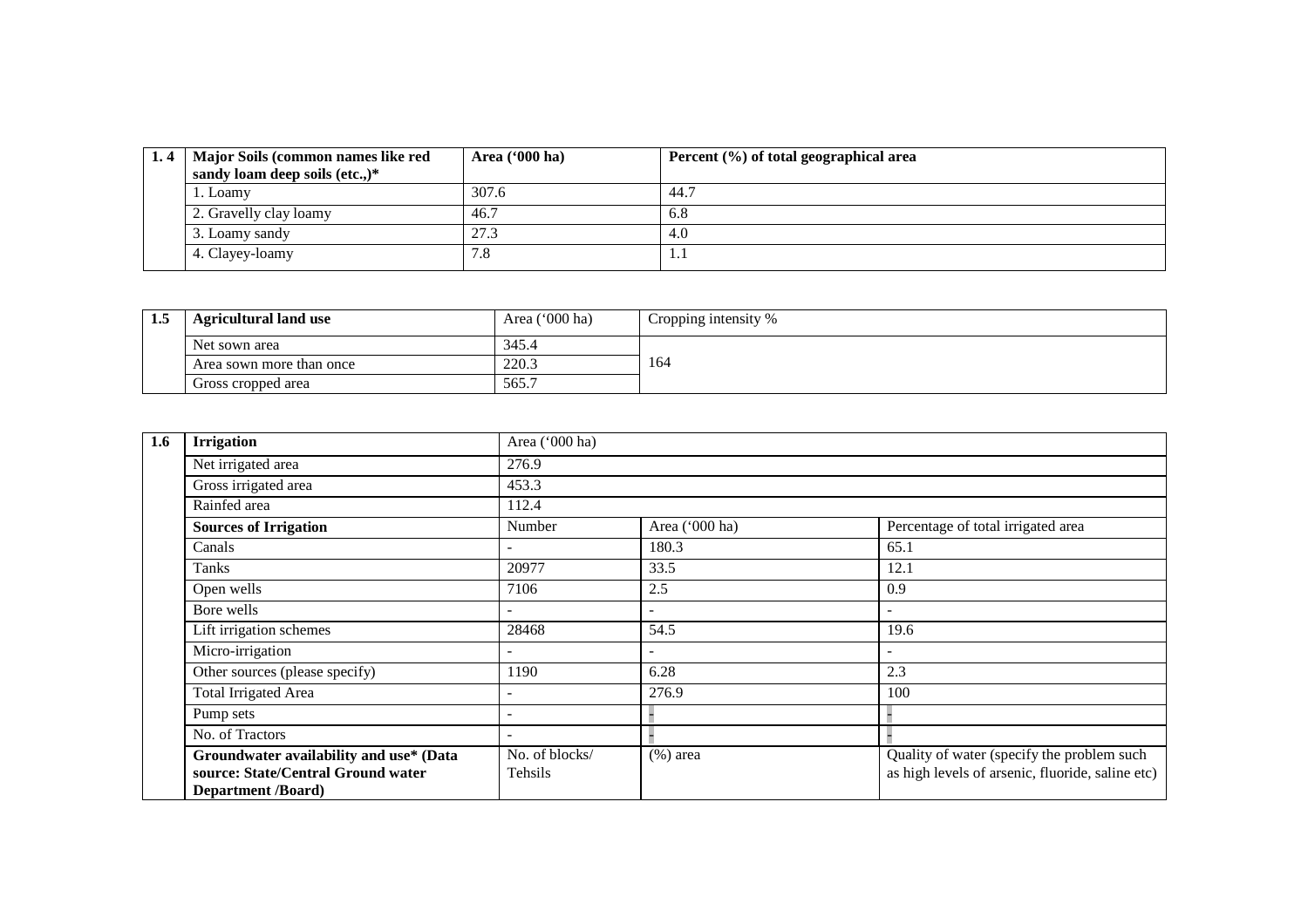| 1. 4 | Major Soils (common names like red sandy loam deep soils (etc.,)* | Area ('000 ha) | Percent (%) of total geographical area |
|---|---|---|---|
| | 1. Loamy | 307.6 | 44.7 |
| | 2. Gravelly clay loamy | 46.7 | 6.8 |
| | 3. Loamy sandy | 27.3 | 4.0 |
| | 4. Clayey-loamy | 7.8 | 1.1 |

| 1.5 | Agricultural land use | Area ('000 ha) | Cropping intensity % |
|---|---|---|---|
| | Net sown area | 345.4 | 164 |
| | Area sown more than once | 220.3 | |
| | Gross cropped area | 565.7 | |

| 1.6 | Irrigation | Area ('000 ha) | | |
|---|---|---|---|---|
| | Net irrigated area | 276.9 | | |
| | Gross irrigated area | 453.3 | | |
| | Rainfed area | 112.4 | | |
| | **Sources of Irrigation** | Number | Area ('000 ha) | Percentage of total irrigated area |
| | Canals | - | 180.3 | 65.1 |
| | Tanks | 20977 | 33.5 | 12.1 |
| | Open wells | 7106 | 2.5 | 0.9 |
| | Bore wells | - | - | - |
| | Lift irrigation schemes | 28468 | 54.5 | 19.6 |
| | Micro-irrigation | - | - | - |
| | Other sources (please specify) | 1190 | 6.28 | 2.3 |
| | Total Irrigated Area | - | 276.9 | 100 |
| | Pump sets | - | - | - |
| | No. of Tractors | - | - | - |
| | **Groundwater availability and use* (Data source: State/Central Ground water Department /Board)** | No. of blocks/ Tehsils | (%) area | Quality of water (specify the problem such as high levels of arsenic, fluoride, saline etc) |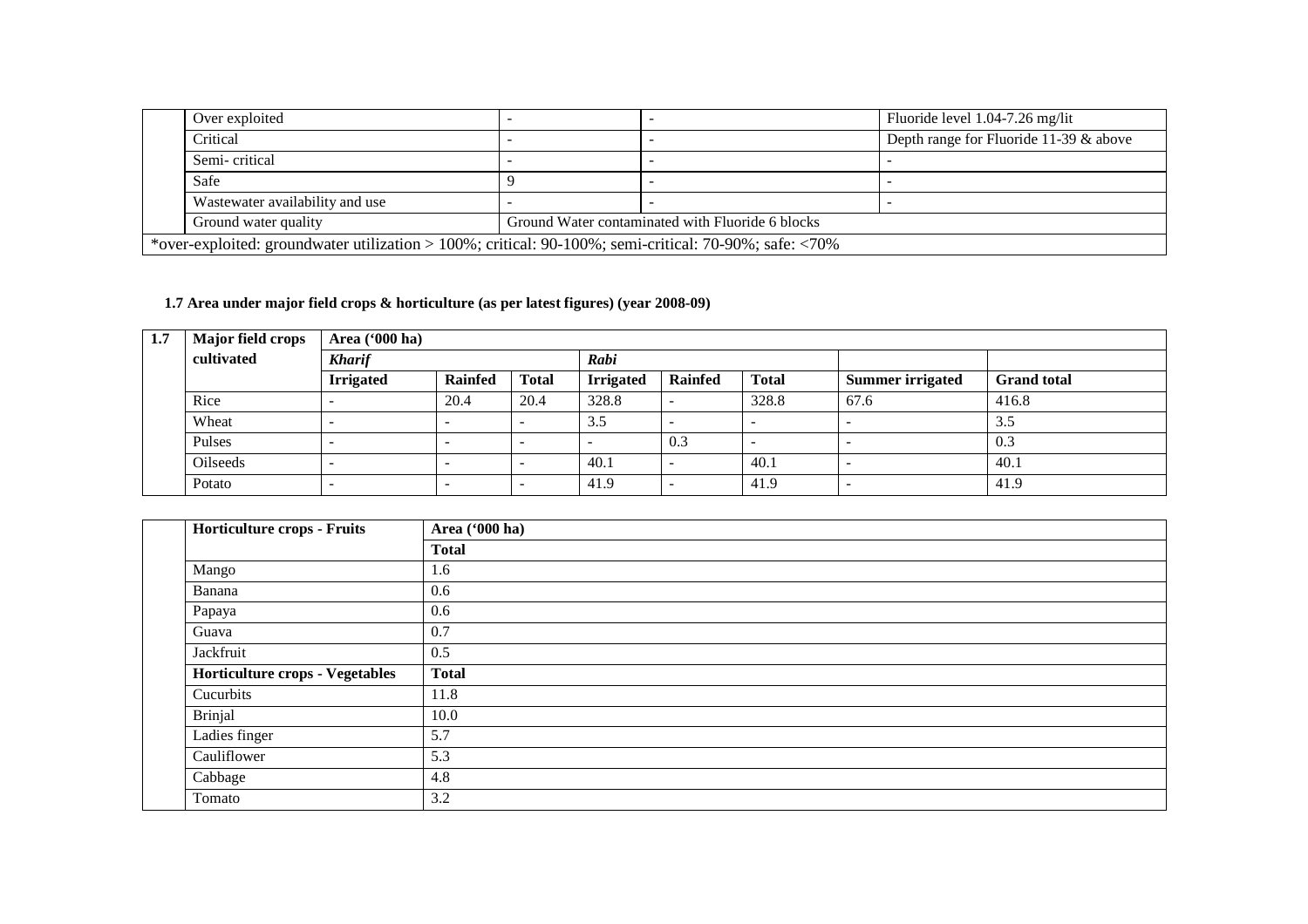|  | Over exploited | - | - | Fluoride level 1.04-7.26 mg/lit |
|---|---|---|---|---|
|  | Critical | - | - | Depth range for Fluoride 11-39 & above |
|  | Semi- critical | - | - | - |
|  | Safe | 9 | - | - |
|  | Wastewater availability and use | - | - | - |
|  | Ground water quality | Ground Water contaminated with Fluoride 6 blocks | | |
| *over-exploited: groundwater utilization > 100%; critical: 90-100%; semi-critical: 70-90%; safe: <70% | | | | |

**1.7 Area under major field crops & horticulture (as per latest figures) (year 2008-09)**

| 1.7 | Major field crops cultivated | Area ('000 ha) | | | | | | | |
|---|---|---|---|---|---|---|---|---|---|
|  |  | *Kharif* | | | *Rabi* | | | | |
|  |  | **Irrigated** | **Rainfed** | **Total** | **Irrigated** | **Rainfed** | **Total** | **Summer irrigated** | **Grand total** |
|  | Rice | - | 20.4 | 20.4 | 328.8 | - | 328.8 | 67.6 | 416.8 |
|  | Wheat | - | - | - | 3.5 | - | - | - | 3.5 |
|  | Pulses | - | - | - | - | 0.3 | - | - | 0.3 |
|  | Oilseeds | - | - | - | 40.1 | - | 40.1 | - | 40.1 |
|  | Potato | - | - | - | 41.9 | - | 41.9 | - | 41.9 |

|  | Horticulture crops - Fruits | Area ('000 ha) |
|---|---|---|
|  |  | **Total** |
|  | Mango | 1.6 |
|  | Banana | 0.6 |
|  | Papaya | 0.6 |
|  | Guava | 0.7 |
|  | Jackfruit | 0.5 |
|  | **Horticulture crops - Vegetables** | **Total** |
|  | Cucurbits | 11.8 |
|  | Brinjal | 10.0 |
|  | Ladies finger | 5.7 |
|  | Cauliflower | 5.3 |
|  | Cabbage | 4.8 |
|  | Tomato | 3.2 |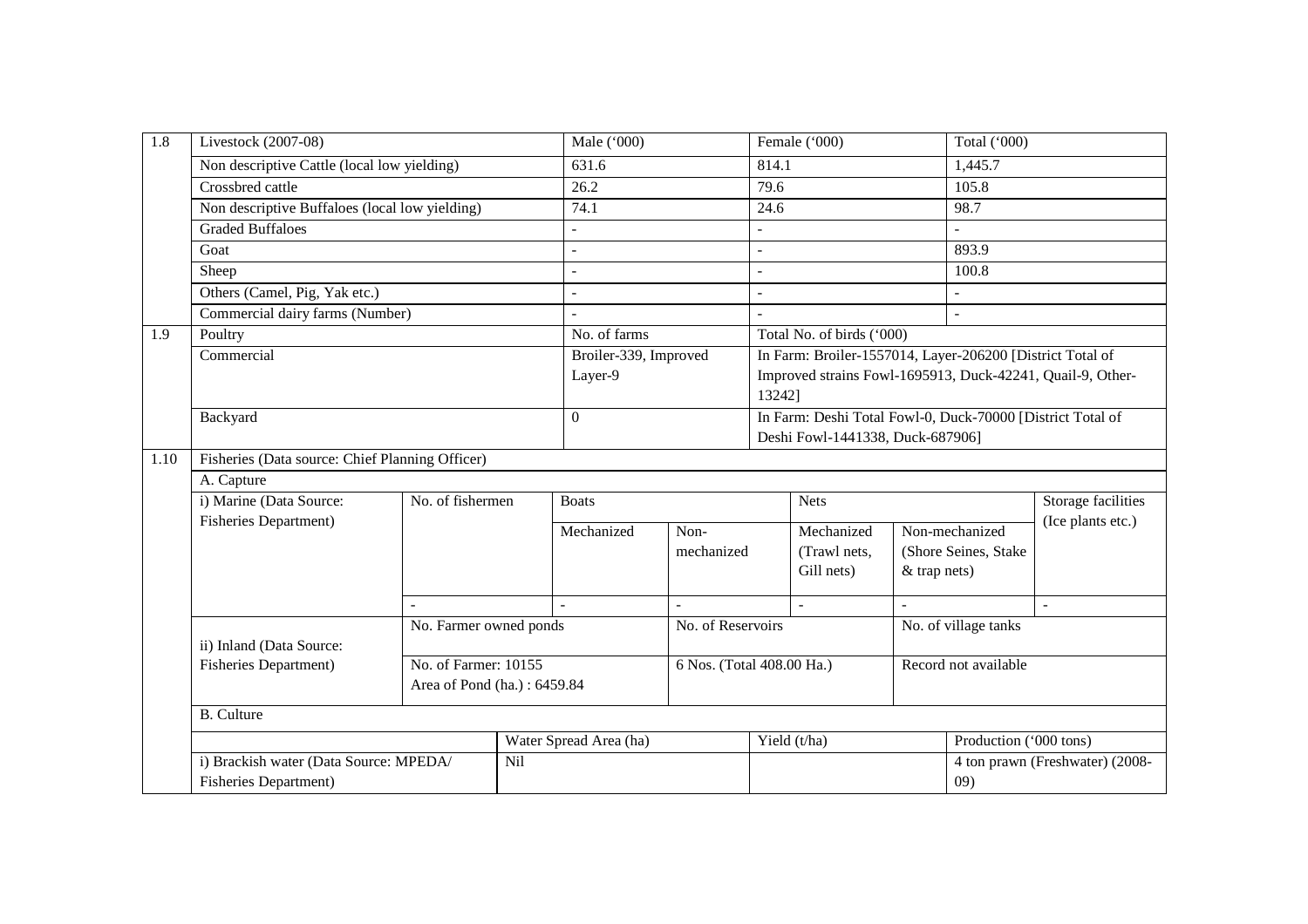| 1.8 | Livestock (2007-08) | Male ('000) | Female ('000) | Total ('000) |
|---|---|---|---|---|
| | Non descriptive Cattle (local low yielding) | 631.6 | 814.1 | 1,445.7 |
| | Crossbred cattle | 26.2 | 79.6 | 105.8 |
| | Non descriptive Buffaloes (local low yielding) | 74.1 | 24.6 | 98.7 |
| | Graded Buffaloes | - | - | - |
| | Goat | - | - | 893.9 |
| | Sheep | - | - | 100.8 |
| | Others (Camel, Pig, Yak etc.) | - | - | - |
| | Commercial dairy farms (Number) | - | - | - |

| 1.9 | Poultry | No. of farms | Total No. of birds ('000) |
|---|---|---|---|
| | Commercial | Broiler-339, Improved Layer-9 | In Farm: Broiler-1557014, Layer-206200 [District Total of Improved strains Fowl-1695913, Duck-42241, Quail-9, Other-13242] |
| | Backyard | 0 | In Farm: Deshi Total Fowl-0, Duck-70000 [District Total of Deshi Fowl-1441338, Duck-687906] |

**1.10 Fisheries (Data source: Chief Planning Officer)**

A. Capture

| i) Marine (Data Source: Fisheries Department) | No. of fishermen | Boats | | Nets | | Storage facilities (Ice plants etc.) |
|---|---|---|---|---|---|---|
| | | Mechanized | Non-mechanized | Mechanized (Trawl nets, Gill nets) | Non-mechanized (Shore Seines, Stake & trap nets) | |
| | - | - | - | - | - | - |

| ii) Inland (Data Source: Fisheries Department) | No. Farmer owned ponds | No. of Reservoirs | No. of village tanks |
|---|---|---|---|
| | No. of Farmer: 10155<br>Area of Pond (ha.) : 6459.84 | 6 Nos. (Total 408.00 Ha.) | Record not available |

B. Culture

| | Water Spread Area (ha) | Yield (t/ha) | Production ('000 tons) |
|---|---|---|---|
| i) Brackish water (Data Source: MPEDA/ Fisheries Department) | Nil | | 4 ton prawn (Freshwater) (2008-09) |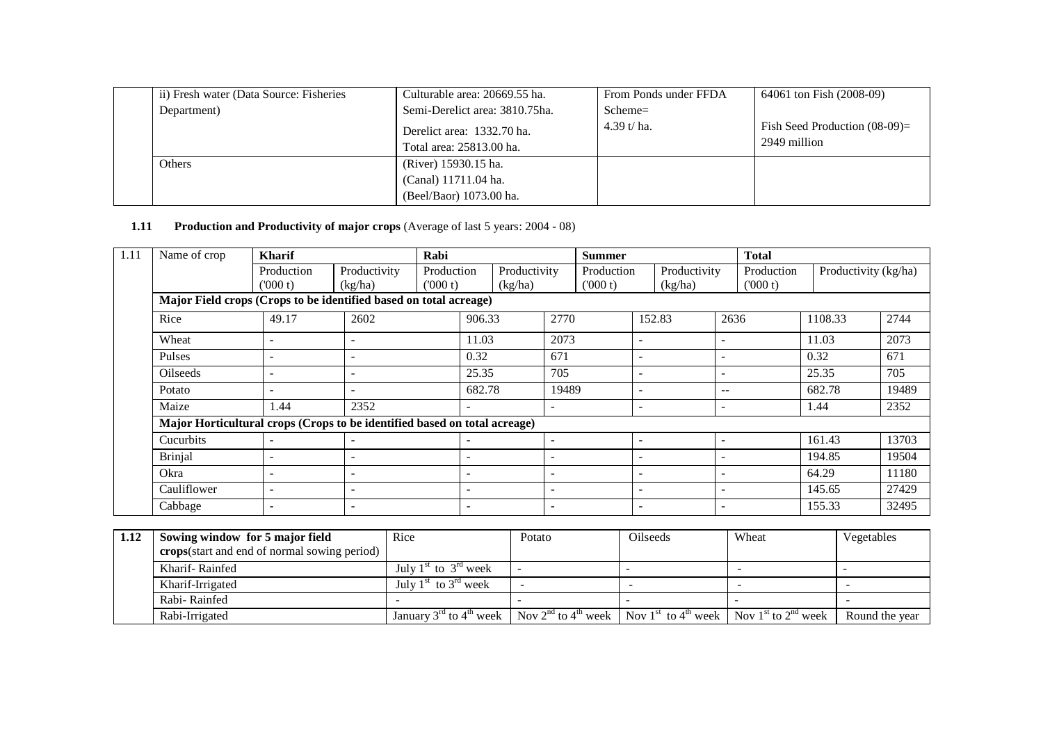| | | | | |
|---|---|---|---|---|
| | ii) Fresh water (Data Source: Fisheries Department) | Culturable area: 20669.55 ha.<br>Semi-Derelict area: 3810.75ha.<br>Derelict area: 1332.70 ha.<br>Total area: 25813.00 ha. | From Ponds under FFDA Scheme=<br>4.39 t/ ha. | 64061 ton Fish (2008-09)<br>Fish Seed Production (08-09)= 2949 million |
| | Others | (River) 15930.15 ha.<br>(Canal) 11711.04 ha.<br>(Beel/Baor) 1073.00 ha. | | |

**1.11 Production and Productivity of major crops** (Average of last 5 years: 2004 - 08)

| 1.11 | Name of crop | Kharif | | Rabi | | Summer | | Total | |
|---|---|---|---|---|---|---|---|---|---|
| | | Production ('000 t) | Productivity (kg/ha) | Production ('000 t) | Productivity (kg/ha) | Production ('000 t) | Productivity (kg/ha) | Production ('000 t) | Productivity (kg/ha) |
| | **Major Field crops (Crops to be identified based on total acreage)** | | | | | | | | |
| | Rice | 49.17 | 2602 | 906.33 | 2770 | 152.83 | 2636 | 1108.33 | 2744 |
| | Wheat | - | - | 11.03 | 2073 | - | - | 11.03 | 2073 |
| | Pulses | - | - | 0.32 | 671 | - | - | 0.32 | 671 |
| | Oilseeds | - | - | 25.35 | 705 | - | - | 25.35 | 705 |
| | Potato | - | - | 682.78 | 19489 | - | -- | 682.78 | 19489 |
| | Maize | 1.44 | 2352 | - | - | - | - | 1.44 | 2352 |
| | **Major Horticultural crops (Crops to be identified based on total acreage)** | | | | | | | | |
| | Cucurbits | - | - | - | - | - | - | 161.43 | 13703 |
| | Brinjal | - | - | - | - | - | - | 194.85 | 19504 |
| | Okra | - | - | - | - | - | - | 64.29 | 11180 |
| | Cauliflower | - | - | - | - | - | - | 145.65 | 27429 |
| | Cabbage | - | - | - | - | - | - | 155.33 | 32495 |

| 1.12 | Sowing window for 5 major field crops(start and end of normal sowing period) | Rice | Potato | Oilseeds | Wheat | Vegetables |
|---|---|---|---|---|---|---|
| | Kharif- Rainfed | July $1^{st}$ to $3^{rd}$ week | - | - | - | - |
| | Kharif-Irrigated | July $1^{st}$ to $3^{rd}$ week | - | - | - | - |
| | Rabi- Rainfed | - | - | - | - | - |
| | Rabi-Irrigated | January $3^{rd}$ to $4^{th}$ week | Nov $2^{nd}$ to $4^{th}$ week | Nov $1^{st}$ to $4^{th}$ week | Nov $1^{st}$ to $2^{nd}$ week | Round the year |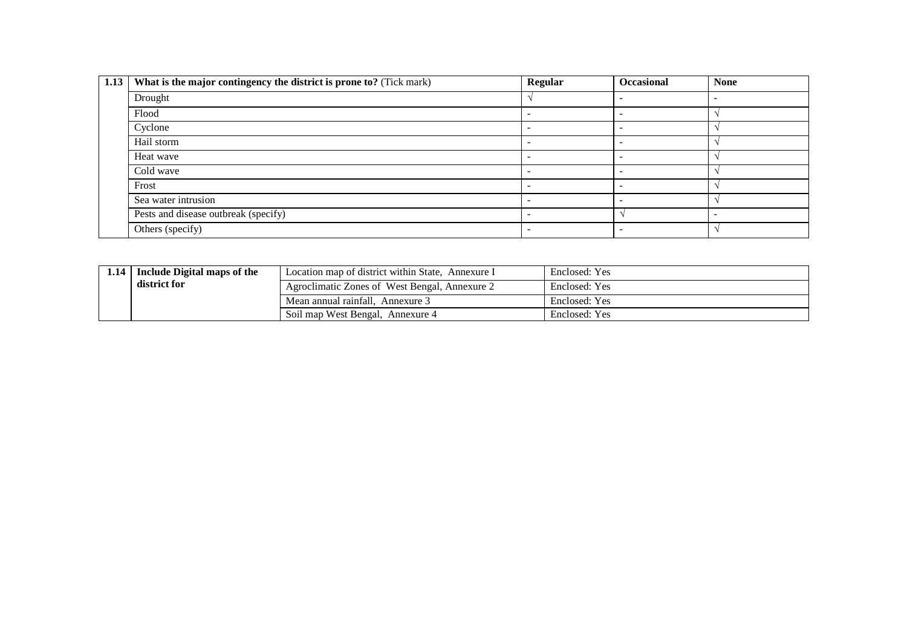| 1.13 | What is the major contingency the district is prone to? (Tick mark) | Regular | Occasional | None |
|---|---|---|---|---|
| | Drought | √ | - | - |
| | Flood | - | - | √ |
| | Cyclone | - | - | √ |
| | Hail storm | - | - | √ |
| | Heat wave | - | - | √ |
| | Cold wave | - | - | √ |
| | Frost | - | - | √ |
| | Sea water intrusion | - | - | √ |
| | Pests and disease outbreak (specify) | - | √ | - |
| | Others (specify) | - | - | √ |

| 1.14 | Include Digital maps of the district for | Location map of district within State, Annexure I | Enclosed: Yes |
|---|---|---|---|
| | | Agroclimatic Zones of West Bengal, Annexure 2 | Enclosed: Yes |
| | | Mean annual rainfall, Annexure 3 | Enclosed: Yes |
| | | Soil map West Bengal, Annexure 4 | Enclosed: Yes |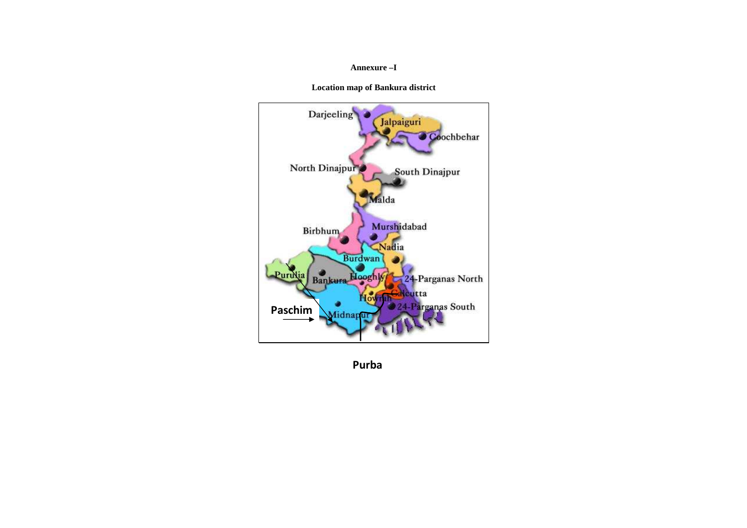**Annexure –I**

**Location map of Bankura district**

Darjeeling

Jalpaiguri

Coochbehar

North Dinajpur

South Dinajpur

Malda

Birbhum

Murshidabad

Nadia

Burdwan

Purulia

Bankura

Hooghly

24-Parganas North

Calcutta

Howrah

Paschim

Midnapur

24-Parganas South

Purba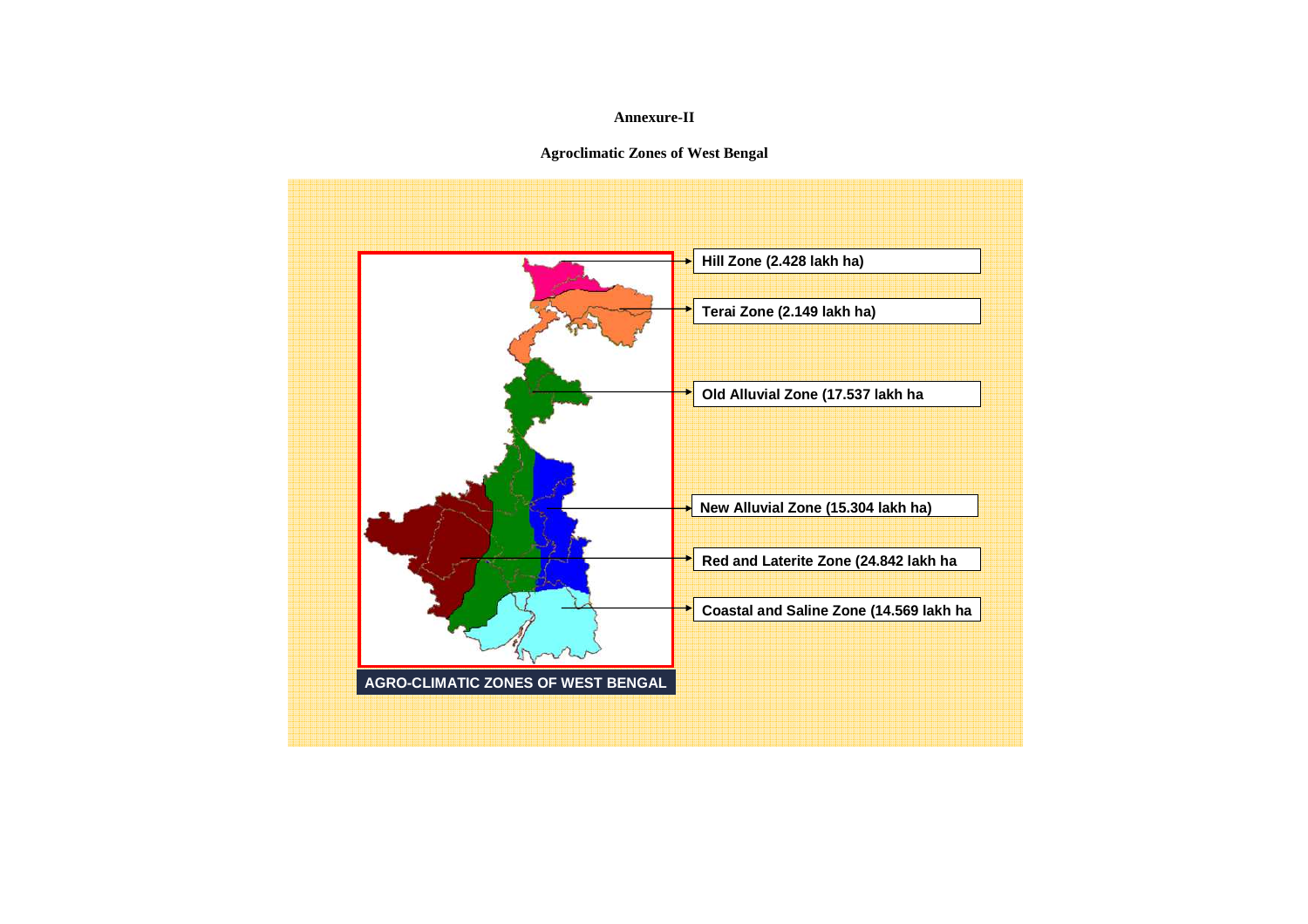**Annexure-II**

**Agroclimatic Zones of West Bengal**

**Hill Zone (2.428 lakh ha)**

**Terai Zone (2.149 lakh ha)**

**Old Alluvial Zone (17.537 lakh ha**

**New Alluvial Zone (15.304 lakh ha)**

**Red and Laterite Zone (24.842 lakh ha**

**Coastal and Saline Zone (14.569 lakh ha**

**AGRO-CLIMATIC ZONES OF WEST BENGAL**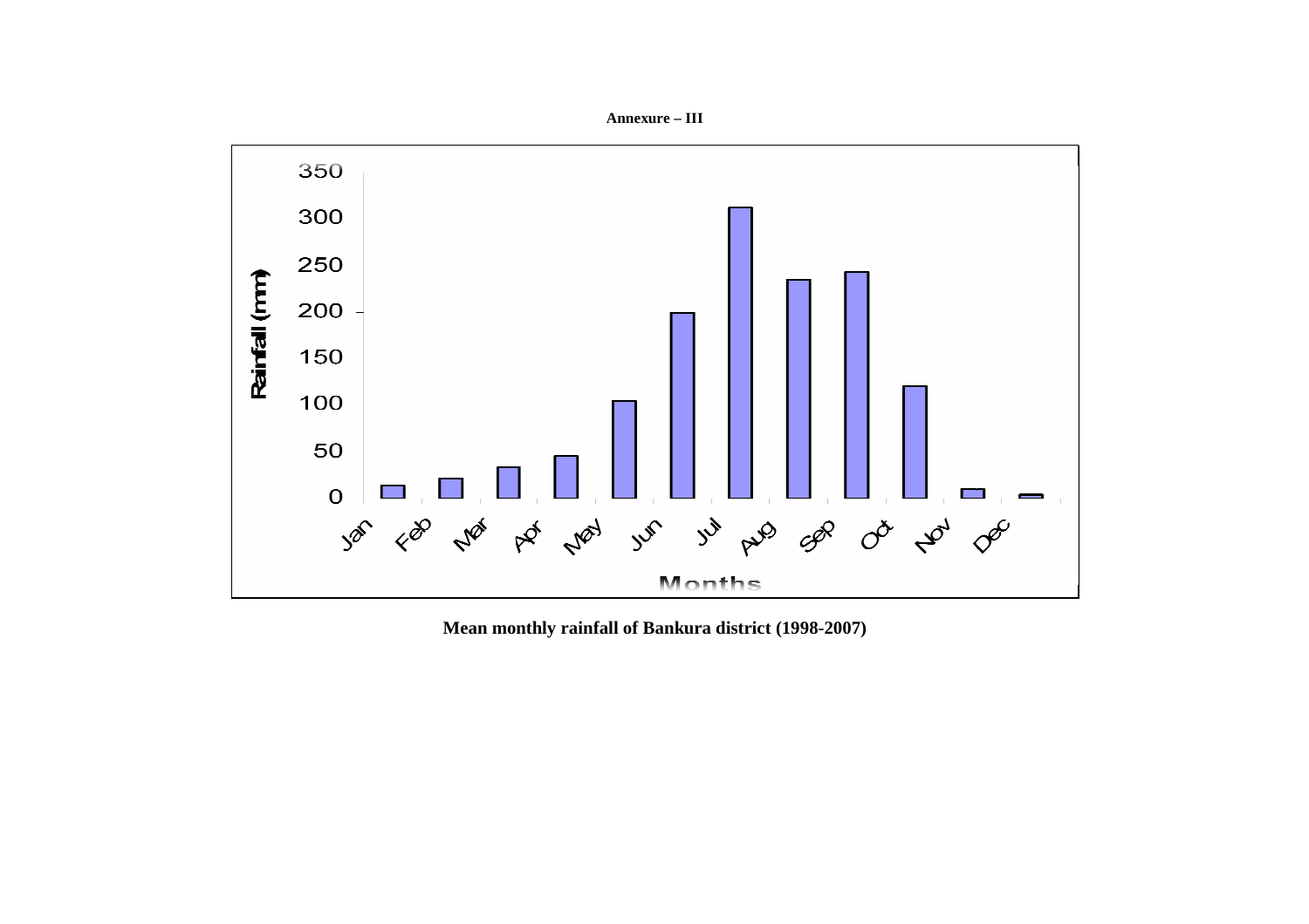**Annexure – III**

Rainfall (mm)

350
300
250
200
150
100
50
0

Jan Feb Mar Apr May Jun Jul Aug Sep Oct Nov Dec

Months

**Mean monthly rainfall of Bankura district (1998-2007)**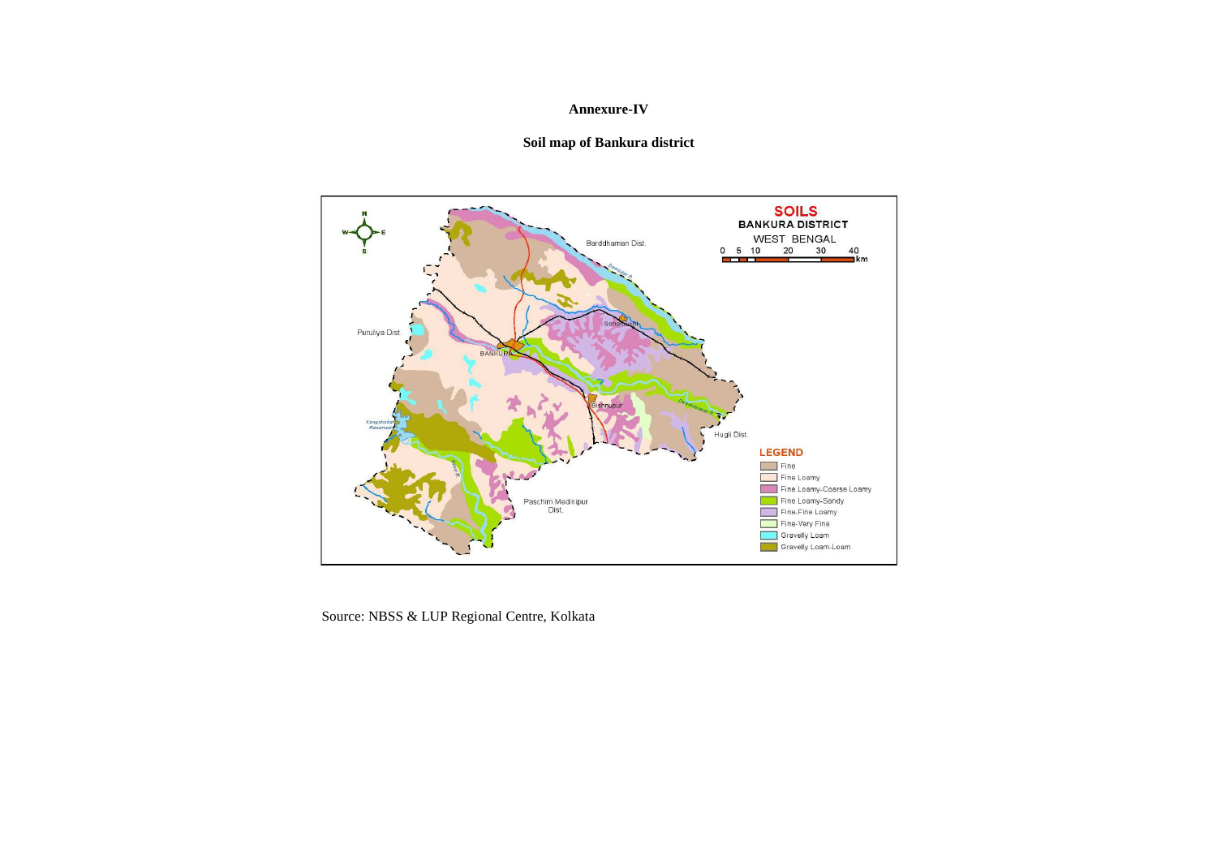**Annexure-IV**

**Soil map of Bankura district**

Source: NBSS & LUP Regional Centre, Kolkata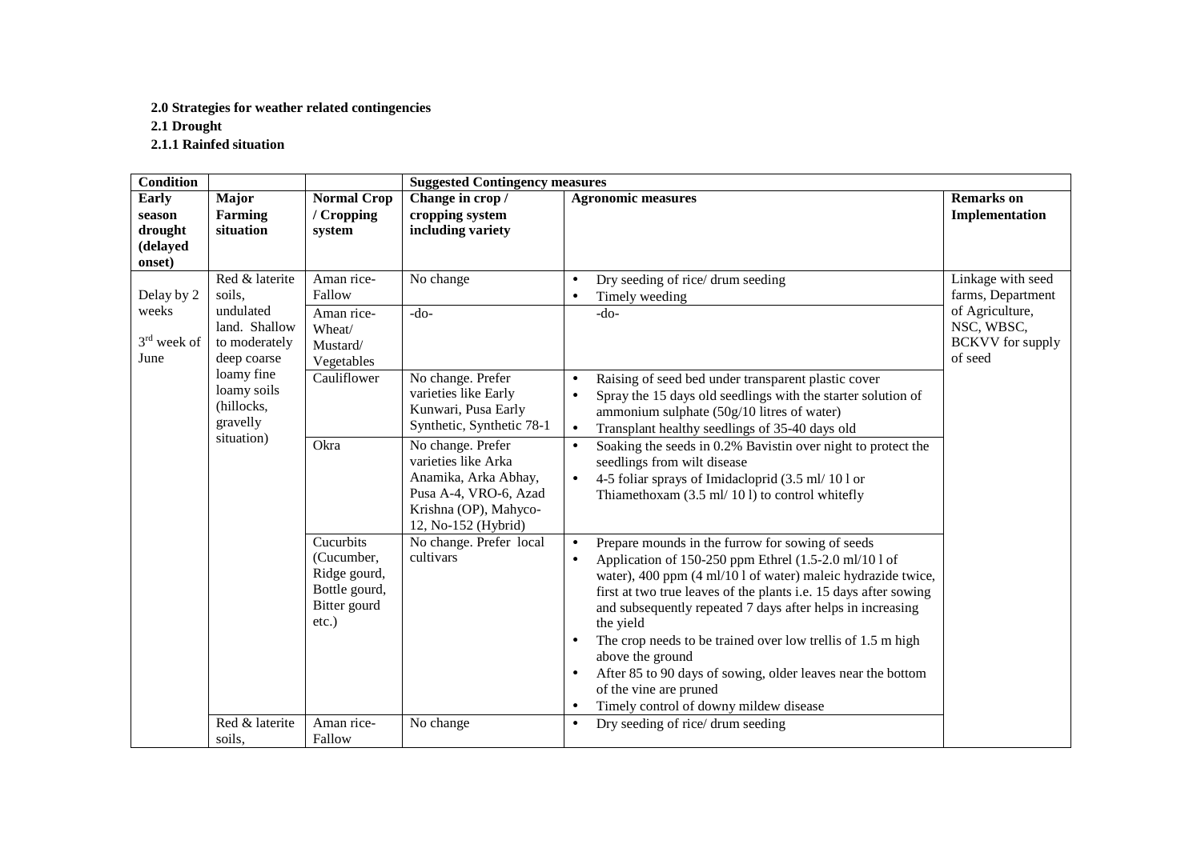**2.0 Strategies for weather related contingencies**

**2.1 Drought**

**2.1.1 Rainfed situation**

| **Condition** | | | **Suggested Contingency measures** | | |
|---|---|---|---|---|---|
| **Early season drought (delayed onset)** | **Major Farming situation** | **Normal Crop / Cropping system** | **Change in crop / cropping system including variety** | **Agronomic measures** | **Remarks on Implementation** |
| Delay by 2 weeks<br>3rd week of June | Red & laterite soils, undulated land. Shallow to moderately deep coarse loamy fine loamy soils (hillocks, gravelly situation) | Aman rice-Fallow | No change | • Dry seeding of rice/ drum seeding<br>• Timely weeding | Linkage with seed farms, Department of Agriculture, NSC, WBSC, BCKVV for supply of seed |
| | | Aman rice-Wheat/ Mustard/ Vegetables | -do- | -do- | |
| | | Cauliflower | No change. Prefer varieties like Early Kunwari, Pusa Early Synthetic, Synthetic 78-1 | • Raising of seed bed under transparent plastic cover<br>• Spray the 15 days old seedlings with the starter solution of ammonium sulphate (50g/10 litres of water)<br>• Transplant healthy seedlings of 35-40 days old | |
| | | Okra | No change. Prefer varieties like Arka Anamika, Arka Abhay, Pusa A-4, VRO-6, Azad Krishna (OP), Mahyco-12, No-152 (Hybrid) | • Soaking the seeds in 0.2% Bavistin over night to protect the seedlings from wilt disease<br>• 4-5 foliar sprays of Imidacloprid (3.5 ml/ 10 l or Thiamethoxam (3.5 ml/ 10 l) to control whitefly | |
| | | Cucurbits (Cucumber, Ridge gourd, Bottle gourd, Bitter gourd etc.) | No change. Prefer local cultivars | • Prepare mounds in the furrow for sowing of seeds<br>• Application of 150-250 ppm Ethrel (1.5-2.0 ml/10 l of water), 400 ppm (4 ml/10 l of water) maleic hydrazide twice, first at two true leaves of the plants i.e. 15 days after sowing and subsequently repeated 7 days after helps in increasing the yield<br>• The crop needs to be trained over low trellis of 1.5 m high above the ground<br>• After 85 to 90 days of sowing, older leaves near the bottom of the vine are pruned<br>• Timely control of downy mildew disease | |
| | Red & laterite soils, | Aman rice-Fallow | No change | • Dry seeding of rice/ drum seeding | |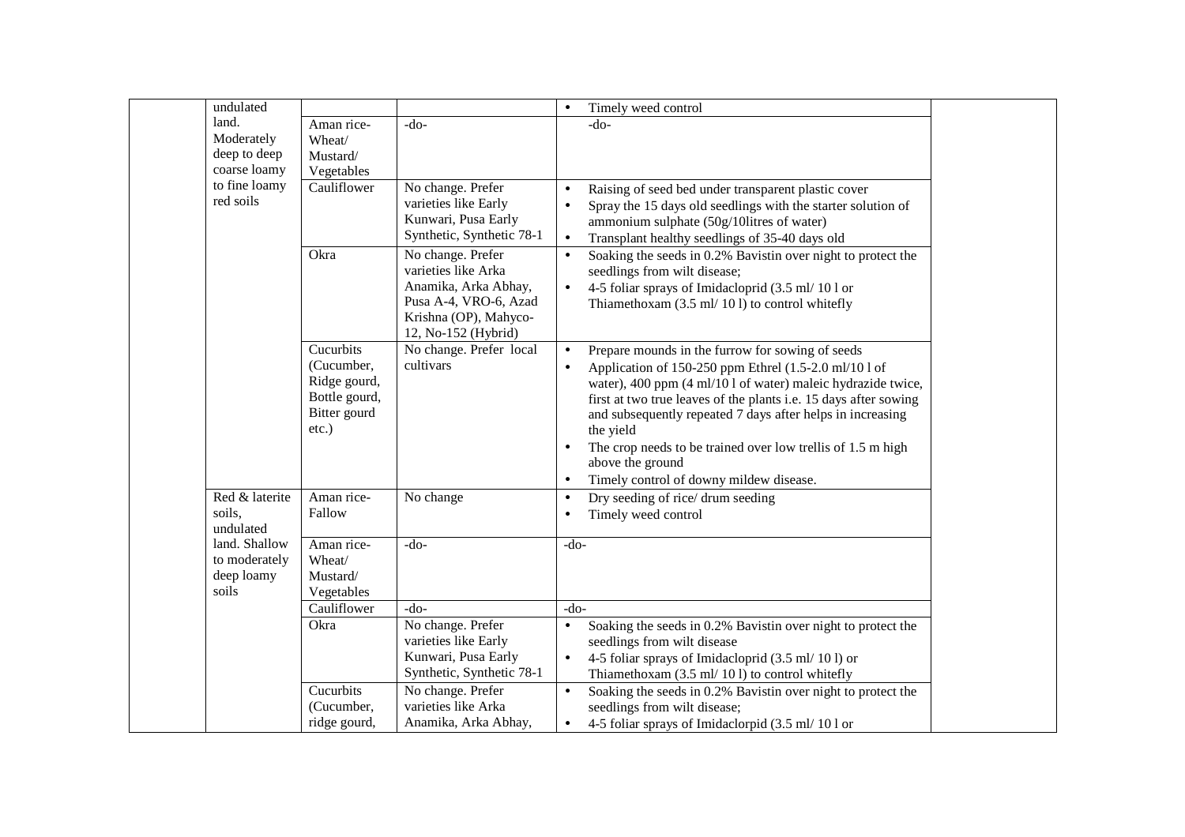| | | | | | |
|---|---|---|---|---|---|
| | undulated land. Moderately deep to deep coarse loamy to fine loamy red soils | | | • Timely weed control | |
| | | Aman rice-Wheat/ Mustard/ Vegetables | -do- | -do- | |
| | | Cauliflower | No change. Prefer varieties like Early Kunwari, Pusa Early Synthetic, Synthetic 78-1 | • Raising of seed bed under transparent plastic cover<br>• Spray the 15 days old seedlings with the starter solution of ammonium sulphate (50g/10litres of water)<br>• Transplant healthy seedlings of 35-40 days old | |
| | | Okra | No change. Prefer varieties like Arka Anamika, Arka Abhay, Pusa A-4, VRO-6, Azad Krishna (OP), Mahyco-12, No-152 (Hybrid) | • Soaking the seeds in 0.2% Bavistin over night to protect the seedlings from wilt disease;<br>• 4-5 foliar sprays of Imidacloprid (3.5 ml/ 10 l or Thiamethoxam (3.5 ml/ 10 l) to control whitefly | |
| | | Cucurbits (Cucumber, Ridge gourd, Bottle gourd, Bitter gourd etc.) | No change. Prefer local cultivars | • Prepare mounds in the furrow for sowing of seeds<br>• Application of 150-250 ppm Ethrel (1.5-2.0 ml/10 l of water), 400 ppm (4 ml/10 l of water) maleic hydrazide twice, first at two true leaves of the plants i.e. 15 days after sowing and subsequently repeated 7 days after helps in increasing the yield<br>• The crop needs to be trained over low trellis of 1.5 m high above the ground<br>• Timely control of downy mildew disease. | |
| | Red & laterite soils, undulated land. Shallow to moderately deep loamy soils | Aman rice-Fallow | No change | • Dry seeding of rice/ drum seeding<br>• Timely weed control | |
| | | Aman rice-Wheat/ Mustard/ Vegetables | -do- | -do- | |
| | | Cauliflower | -do- | -do- | |
| | | Okra | No change. Prefer varieties like Early Kunwari, Pusa Early Synthetic, Synthetic 78-1 | • Soaking the seeds in 0.2% Bavistin over night to protect the seedlings from wilt disease<br>• 4-5 foliar sprays of Imidacloprid (3.5 ml/ 10 l) or Thiamethoxam (3.5 ml/ 10 l) to control whitefly | |
| | | Cucurbits (Cucumber, ridge gourd, | No change. Prefer varieties like Arka Anamika, Arka Abhay, | • Soaking the seeds in 0.2% Bavistin over night to protect the seedlings from wilt disease;<br>• 4-5 foliar sprays of Imidaclorpid (3.5 ml/ 10 l or | |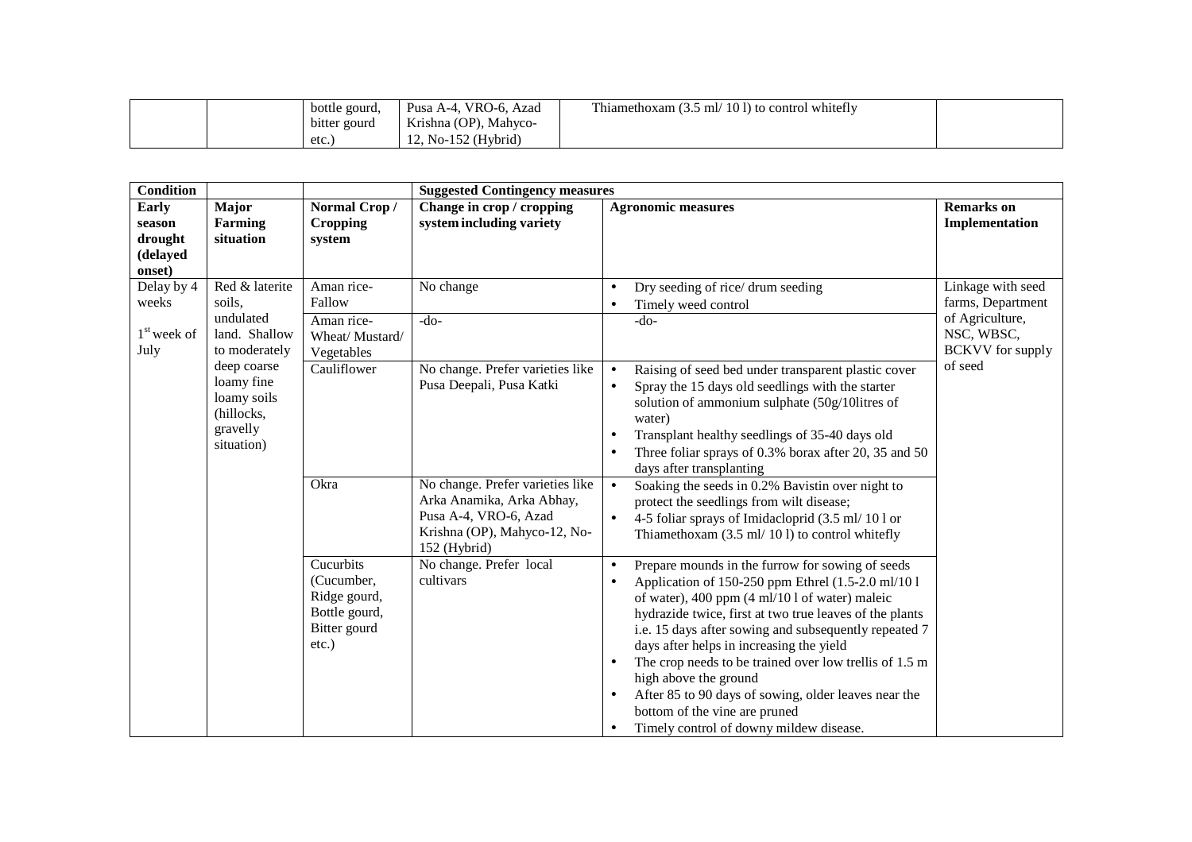| | | bottle gourd, bitter gourd etc.) | Pusa A-4, VRO-6, Azad Krishna (OP), Mahyco-12, No-152 (Hybrid) | Thiamethoxam (3.5 ml/ 10 l) to control whitefly | |
|---|---|---|---|---|---|

| Condition | | | Suggested Contingency measures | | |
|---|---|---|---|---|---|
| **Early season drought (delayed onset)** | **Major Farming situation** | **Normal Crop / Cropping system** | **Change in crop / cropping system including variety** | **Agronomic measures** | **Remarks on Implementation** |
| Delay by 4 weeks<br><br>1st week of July | Red & laterite soils, undulated land. Shallow to moderately deep coarse loamy fine loamy soils (hillocks, gravelly situation) | Aman rice-Fallow | No change | • Dry seeding of rice/ drum seeding<br>• Timely weed control | Linkage with seed farms, Department of Agriculture, NSC, WBSC, BCKVV for supply of seed |
| | | Aman rice-Wheat/ Mustard/ Vegetables | -do- | -do- | |
| | | Cauliflower | No change. Prefer varieties like Pusa Deepali, Pusa Katki | • Raising of seed bed under transparent plastic cover<br>• Spray the 15 days old seedlings with the starter solution of ammonium sulphate (50g/10litres of water)<br>• Transplant healthy seedlings of 35-40 days old<br>• Three foliar sprays of 0.3% borax after 20, 35 and 50 days after transplanting | |
| | | Okra | No change. Prefer varieties like Arka Anamika, Arka Abhay, Pusa A-4, VRO-6, Azad Krishna (OP), Mahyco-12, No-152 (Hybrid) | • Soaking the seeds in 0.2% Bavistin over night to protect the seedlings from wilt disease;<br>• 4-5 foliar sprays of Imidacloprid (3.5 ml/ 10 l or Thiamethoxam (3.5 ml/ 10 l) to control whitefly | |
| | | Cucurbits (Cucumber, Ridge gourd, Bottle gourd, Bitter gourd etc.) | No change. Prefer local cultivars | • Prepare mounds in the furrow for sowing of seeds<br>• Application of 150-250 ppm Ethrel (1.5-2.0 ml/10 l of water), 400 ppm (4 ml/10 l of water) maleic hydrazide twice, first at two true leaves of the plants i.e. 15 days after sowing and subsequently repeated 7 days after helps in increasing the yield<br>• The crop needs to be trained over low trellis of 1.5 m high above the ground<br>• After 85 to 90 days of sowing, older leaves near the bottom of the vine are pruned<br>• Timely control of downy mildew disease. | |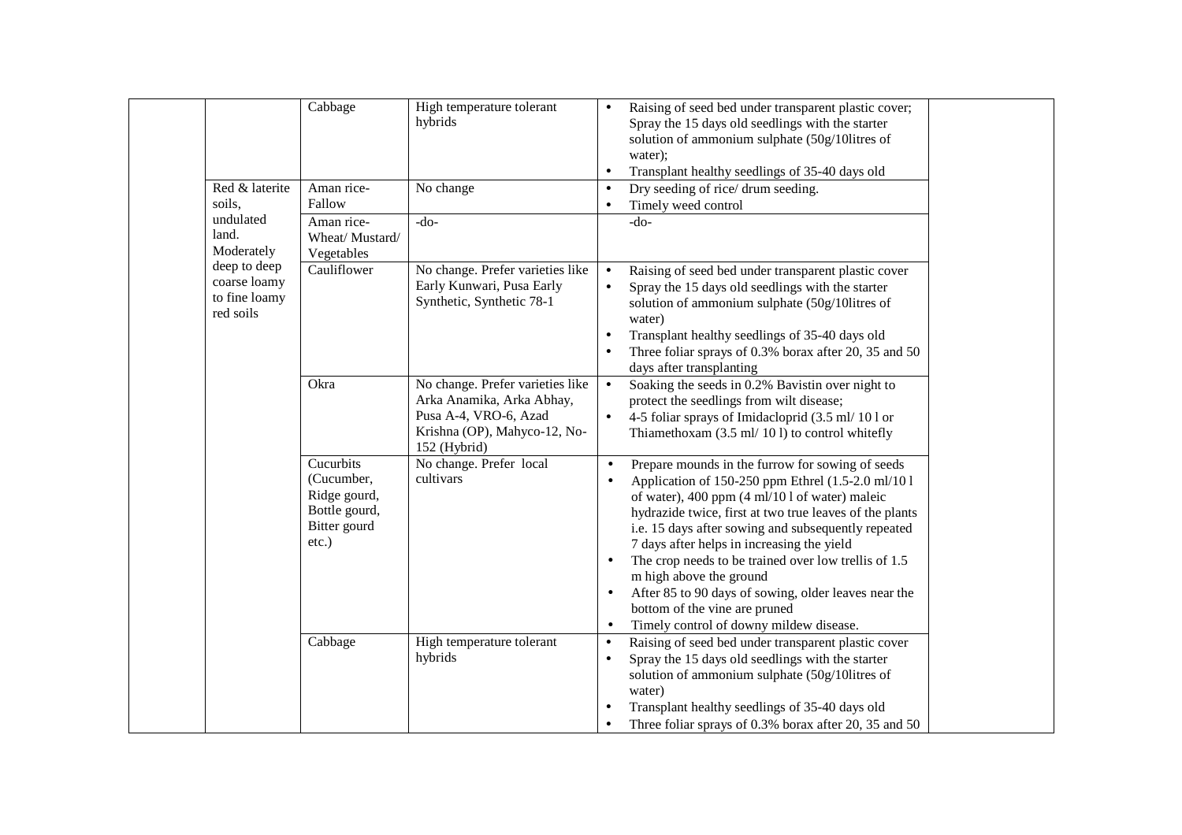| | | | | | |
|---|---|---|---|---|---|
| | | Cabbage | High temperature tolerant hybrids | • Raising of seed bed under transparent plastic cover; Spray the 15 days old seedlings with the starter solution of ammonium sulphate (50g/10litres of water);<br>• Transplant healthy seedlings of 35-40 days old | |
| | Red & laterite soils, undulated land. Moderately deep to deep coarse loamy to fine loamy red soils | Aman rice-Fallow | No change | • Dry seeding of rice/ drum seeding.<br>• Timely weed control | |
| | | Aman rice-Wheat/ Mustard/ Vegetables | -do- | -do- | |
| | | Cauliflower | No change. Prefer varieties like Early Kunwari, Pusa Early Synthetic, Synthetic 78-1 | • Raising of seed bed under transparent plastic cover<br>• Spray the 15 days old seedlings with the starter solution of ammonium sulphate (50g/10litres of water)<br>• Transplant healthy seedlings of 35-40 days old<br>• Three foliar sprays of 0.3% borax after 20, 35 and 50 days after transplanting | |
| | | Okra | No change. Prefer varieties like Arka Anamika, Arka Abhay, Pusa A-4, VRO-6, Azad Krishna (OP), Mahyco-12, No-152 (Hybrid) | • Soaking the seeds in 0.2% Bavistin over night to protect the seedlings from wilt disease;<br>• 4-5 foliar sprays of Imidacloprid (3.5 ml/ 10 l or Thiamethoxam (3.5 ml/ 10 l) to control whitefly | |
| | | Cucurbits (Cucumber, Ridge gourd, Bottle gourd, Bitter gourd etc.) | No change. Prefer local cultivars | • Prepare mounds in the furrow for sowing of seeds<br>• Application of 150-250 ppm Ethrel (1.5-2.0 ml/10 l of water), 400 ppm (4 ml/10 l of water) maleic hydrazide twice, first at two true leaves of the plants i.e. 15 days after sowing and subsequently repeated 7 days after helps in increasing the yield<br>• The crop needs to be trained over low trellis of 1.5 m high above the ground<br>• After 85 to 90 days of sowing, older leaves near the bottom of the vine are pruned<br>• Timely control of downy mildew disease. | |
| | | Cabbage | High temperature tolerant hybrids | • Raising of seed bed under transparent plastic cover<br>• Spray the 15 days old seedlings with the starter solution of ammonium sulphate (50g/10litres of water)<br>• Transplant healthy seedlings of 35-40 days old<br>• Three foliar sprays of 0.3% borax after 20, 35 and 50 | |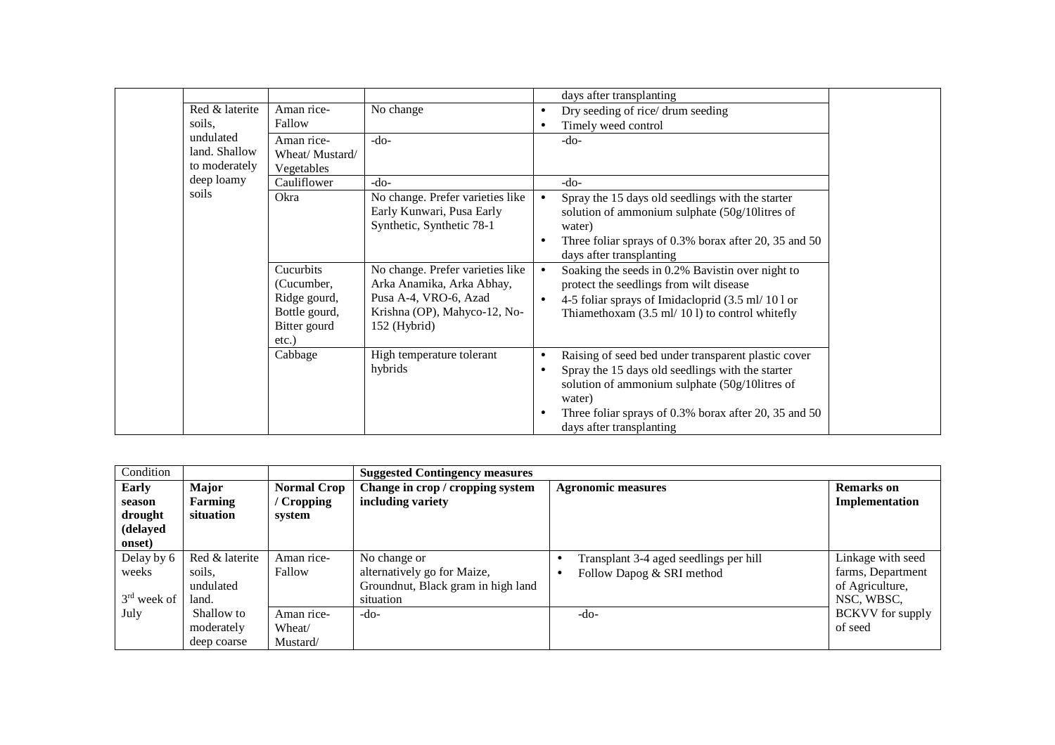| | | | | | |
|---|---|---|---|---|---|
| | | | | days after transplanting | |
| | Red & laterite soils, undulated land. Shallow to moderately deep loamy soils | Aman rice-Fallow | No change | • Dry seeding of rice/ drum seeding<br>• Timely weed control | |
| | | Aman rice-Wheat/ Mustard/ Vegetables | -do- | -do- | |
| | | Cauliflower | -do- | -do- | |
| | | Okra | No change. Prefer varieties like Early Kunwari, Pusa Early Synthetic, Synthetic 78-1 | • Spray the 15 days old seedlings with the starter solution of ammonium sulphate (50g/10litres of water)<br>• Three foliar sprays of 0.3% borax after 20, 35 and 50 days after transplanting | |
| | | Cucurbits (Cucumber, Ridge gourd, Bottle gourd, Bitter gourd etc.) | No change. Prefer varieties like Arka Anamika, Arka Abhay, Pusa A-4, VRO-6, Azad Krishna (OP), Mahyco-12, No-152 (Hybrid) | • Soaking the seeds in 0.2% Bavistin over night to protect the seedlings from wilt disease<br>• 4-5 foliar sprays of Imidacloprid (3.5 ml/ 10 l or Thiamethoxam (3.5 ml/ 10 l) to control whitefly | |
| | | Cabbage | High temperature tolerant hybrids | • Raising of seed bed under transparent plastic cover<br>• Spray the 15 days old seedlings with the starter solution of ammonium sulphate (50g/10litres of water)<br>• Three foliar sprays of 0.3% borax after 20, 35 and 50 days after transplanting | |

| Condition | | | Suggested Contingency measures | | |
|---|---|---|---|---|---|
| **Early season drought (delayed onset)** | **Major Farming situation** | **Normal Crop / Cropping system** | **Change in crop / cropping system including variety** | **Agronomic measures** | **Remarks on Implementation** |
| Delay by 6 weeks<br>3rd week of July | Red & laterite soils, undulated land. Shallow to moderately deep coarse | Aman rice-Fallow | No change or alternatively go for Maize, Groundnut, Black gram in high land situation | • Transplant 3-4 aged seedlings per hill<br>• Follow Dapog & SRI method | Linkage with seed farms, Department of Agriculture, NSC, WBSC, BCKVV for supply of seed |
| | | Aman rice-Wheat/ Mustard/ | -do- | -do- | |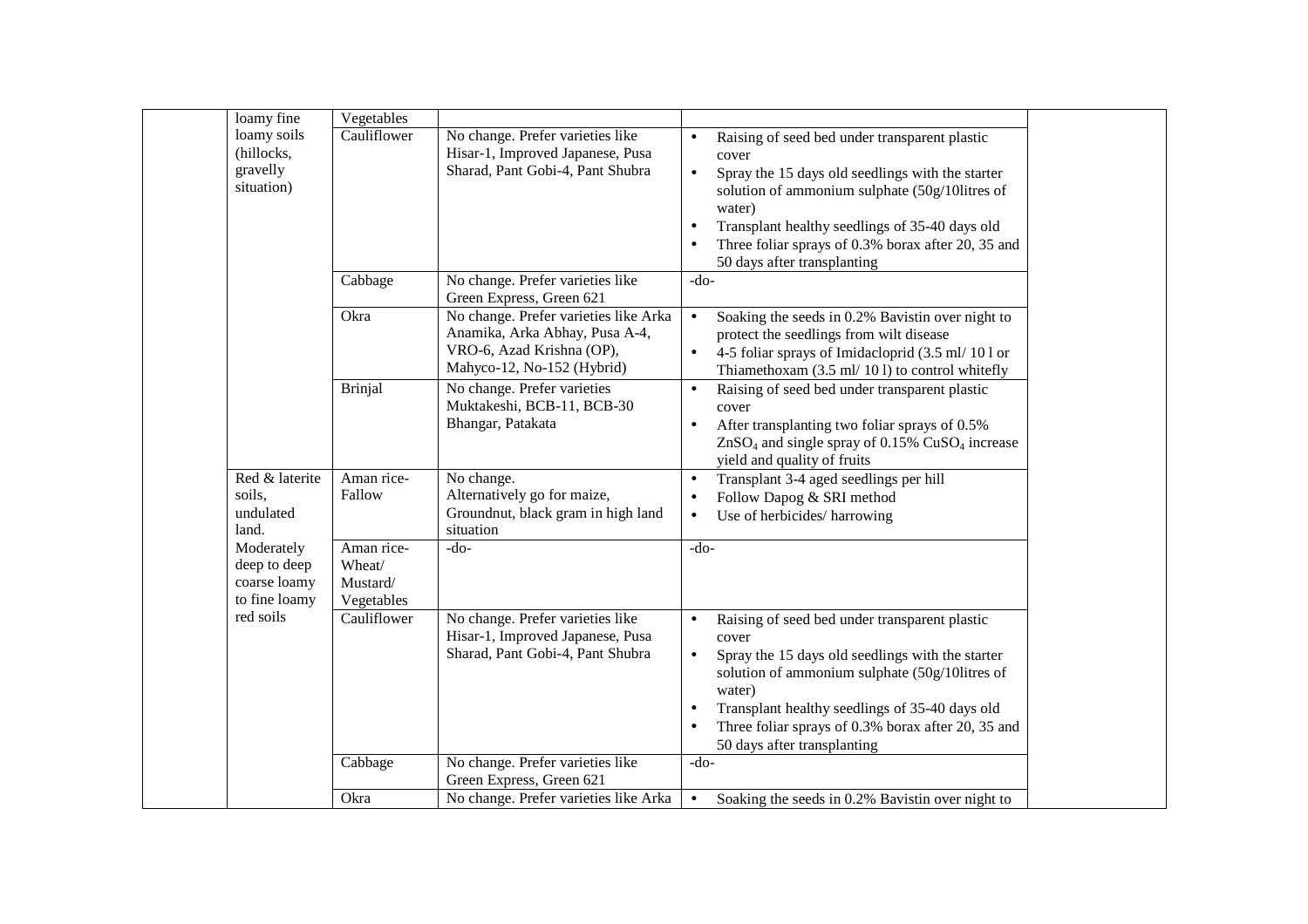| | | | | |
|---|---|---|---|---|
| | loamy fine loamy soils (hillocks, gravelly situation) | Vegetables | | | |
| | | Cauliflower | No change. Prefer varieties like Hisar-1, Improved Japanese, Pusa Sharad, Pant Gobi-4, Pant Shubra | • Raising of seed bed under transparent plastic cover<br>• Spray the 15 days old seedlings with the starter solution of ammonium sulphate (50g/10litres of water)<br>• Transplant healthy seedlings of 35-40 days old<br>• Three foliar sprays of 0.3% borax after 20, 35 and 50 days after transplanting | |
| | | Cabbage | No change. Prefer varieties like Green Express, Green 621 | -do- | |
| | | Okra | No change. Prefer varieties like Arka Anamika, Arka Abhay, Pusa A-4, VRO-6, Azad Krishna (OP), Mahyco-12, No-152 (Hybrid) | • Soaking the seeds in 0.2% Bavistin over night to protect the seedlings from wilt disease<br>• 4-5 foliar sprays of Imidacloprid (3.5 ml/ 10 l or Thiamethoxam (3.5 ml/ 10 l) to control whitefly | |
| | | Brinjal | No change. Prefer varieties Muktakeshi, BCB-11, BCB-30 Bhangar, Patakata | • Raising of seed bed under transparent plastic cover<br>• After transplanting two foliar sprays of 0.5% $ZnSO_4$ and single spray of 0.15% $CuSO_4$ increase yield and quality of fruits | |
| | Red & laterite soils, undulated land. Moderately deep to deep coarse loamy to fine loamy red soils | Aman rice-Fallow | No change. Alternatively go for maize, Groundnut, black gram in high land situation | • Transplant 3-4 aged seedlings per hill<br>• Follow Dapog & SRI method<br>• Use of herbicides/ harrowing | |
| | | Aman rice-Wheat/ Mustard/ Vegetables | -do- | -do- | |
| | | Cauliflower | No change. Prefer varieties like Hisar-1, Improved Japanese, Pusa Sharad, Pant Gobi-4, Pant Shubra | • Raising of seed bed under transparent plastic cover<br>• Spray the 15 days old seedlings with the starter solution of ammonium sulphate (50g/10litres of water)<br>• Transplant healthy seedlings of 35-40 days old<br>• Three foliar sprays of 0.3% borax after 20, 35 and 50 days after transplanting | |
| | | Cabbage | No change. Prefer varieties like Green Express, Green 621 | -do- | |
| | | Okra | No change. Prefer varieties like Arka | • Soaking the seeds in 0.2% Bavistin over night to | |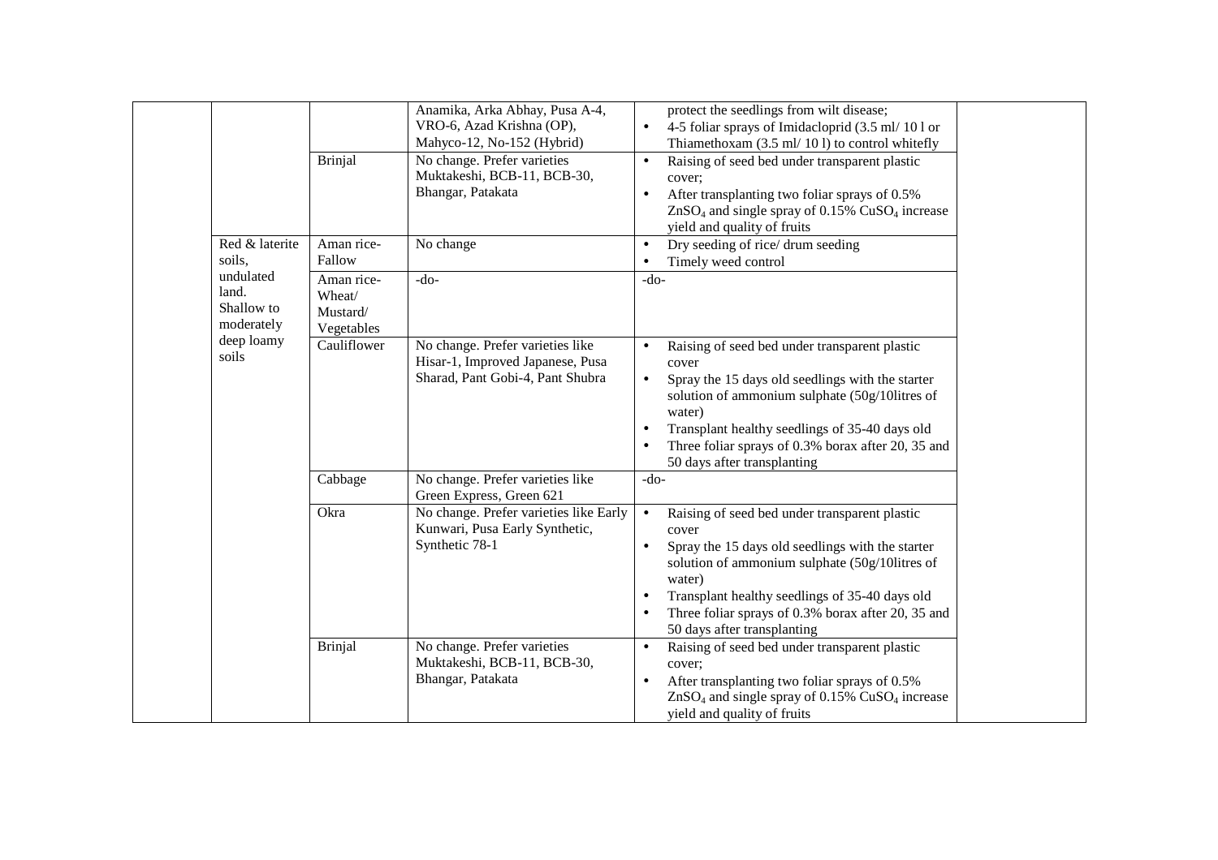| | | | | | |
|---|---|---|---|---|---|
| | | | Anamika, Arka Abhay, Pusa A-4, VRO-6, Azad Krishna (OP), Mahyco-12, No-152 (Hybrid) | protect the seedlings from wilt disease;<br>• 4-5 foliar sprays of Imidacloprid (3.5 ml/ 10 l or Thiamethoxam (3.5 ml/ 10 l) to control whitefly | |
| | | Brinjal | No change. Prefer varieties Muktakeshi, BCB-11, BCB-30, Bhangar, Patakata | • Raising of seed bed under transparent plastic cover;<br>• After transplanting two foliar sprays of 0.5% $ZnSO_4$ and single spray of 0.15% $CuSO_4$ increase yield and quality of fruits | |
| | Red & laterite soils, undulated land. Shallow to moderately deep loamy soils | Aman rice-Fallow | No change | • Dry seeding of rice/ drum seeding<br>• Timely weed control | |
| | | Aman rice-Wheat/ Mustard/ Vegetables | -do- | -do- | |
| | | Cauliflower | No change. Prefer varieties like Hisar-1, Improved Japanese, Pusa Sharad, Pant Gobi-4, Pant Shubra | • Raising of seed bed under transparent plastic cover<br>• Spray the 15 days old seedlings with the starter solution of ammonium sulphate (50g/10litres of water)<br>• Transplant healthy seedlings of 35-40 days old<br>• Three foliar sprays of 0.3% borax after 20, 35 and 50 days after transplanting | |
| | | Cabbage | No change. Prefer varieties like Green Express, Green 621 | -do- | |
| | | Okra | No change. Prefer varieties like Early Kunwari, Pusa Early Synthetic, Synthetic 78-1 | • Raising of seed bed under transparent plastic cover<br>• Spray the 15 days old seedlings with the starter solution of ammonium sulphate (50g/10litres of water)<br>• Transplant healthy seedlings of 35-40 days old<br>• Three foliar sprays of 0.3% borax after 20, 35 and 50 days after transplanting | |
| | | Brinjal | No change. Prefer varieties Muktakeshi, BCB-11, BCB-30, Bhangar, Patakata | • Raising of seed bed under transparent plastic cover;<br>• After transplanting two foliar sprays of 0.5% $ZnSO_4$ and single spray of 0.15% $CuSO_4$ increase yield and quality of fruits | |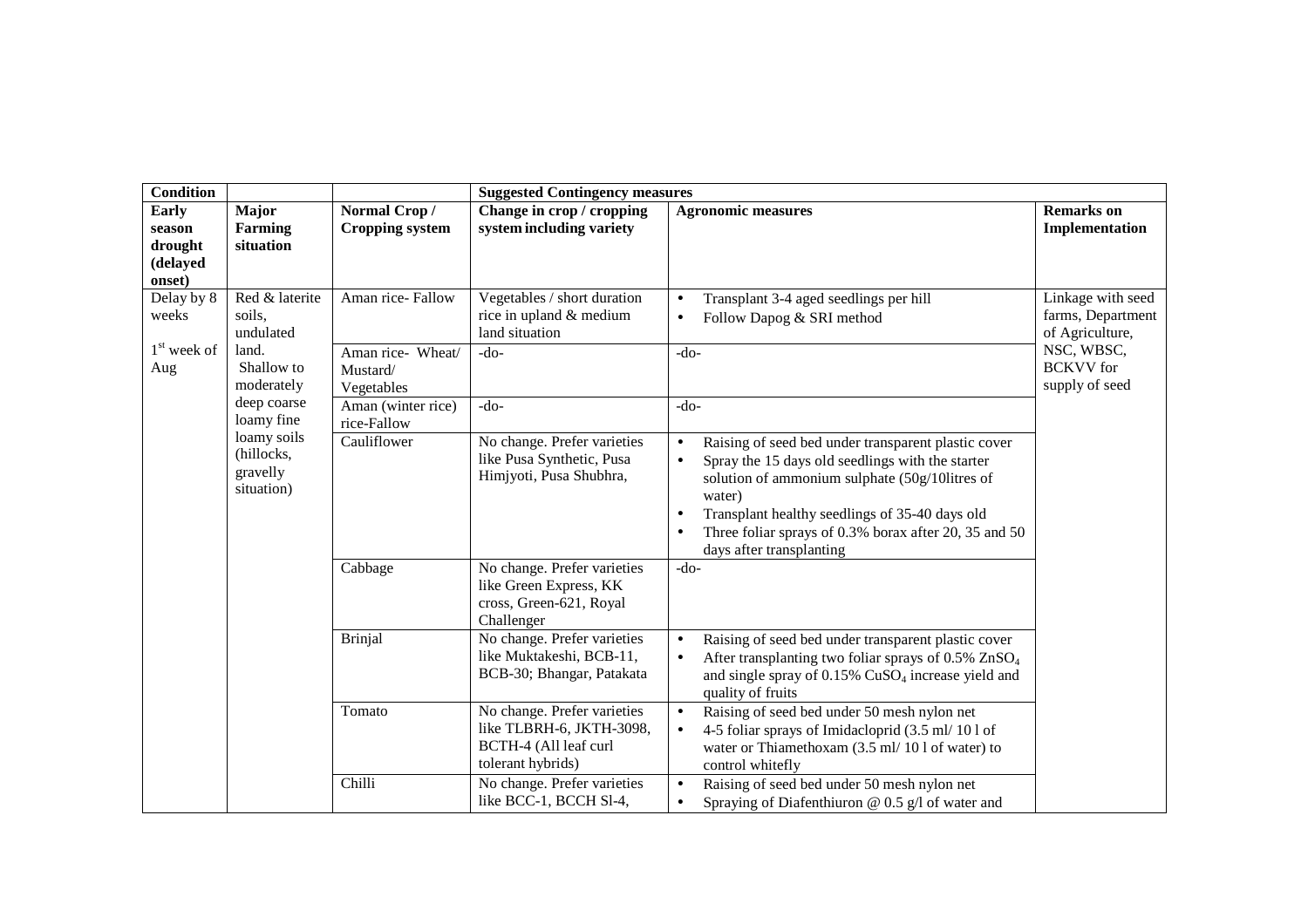| Condition | | | Suggested Contingency measures | | |
|---|---|---|---|---|---|
| **Early season drought (delayed onset)** | **Major Farming situation** | **Normal Crop / Cropping system** | **Change in crop / cropping system including variety** | **Agronomic measures** | **Remarks on Implementation** |
| Delay by 8 weeks<br><br>1st week of Aug | Red & laterite soils, undulated land. Shallow to moderately deep coarse loamy fine loamy soils (hillocks, gravelly situation) | Aman rice- Fallow | Vegetables / short duration rice in upland & medium land situation | • Transplant 3-4 aged seedlings per hill<br>• Follow Dapog & SRI method | Linkage with seed farms, Department of Agriculture, NSC, WBSC, BCKVV for supply of seed |
| | | Aman rice- Wheat/ Mustard/ Vegetables | -do- | -do- | |
| | | Aman (winter rice) rice-Fallow | -do- | -do- | |
| | | Cauliflower | No change. Prefer varieties like Pusa Synthetic, Pusa Himjyoti, Pusa Shubhra, | • Raising of seed bed under transparent plastic cover<br>• Spray the 15 days old seedlings with the starter solution of ammonium sulphate (50g/10litres of water)<br>• Transplant healthy seedlings of 35-40 days old<br>• Three foliar sprays of 0.3% borax after 20, 35 and 50 days after transplanting | |
| | | Cabbage | No change. Prefer varieties like Green Express, KK cross, Green-621, Royal Challenger | -do- | |
| | | Brinjal | No change. Prefer varieties like Muktakeshi, BCB-11, BCB-30; Bhangar, Patakata | • Raising of seed bed under transparent plastic cover<br>• After transplanting two foliar sprays of 0.5% $ZnSO_4$ and single spray of 0.15% $CuSO_4$ increase yield and quality of fruits | |
| | | Tomato | No change. Prefer varieties like TLBRH-6, JKTH-3098, BCTH-4 (All leaf curl tolerant hybrids) | • Raising of seed bed under 50 mesh nylon net<br>• 4-5 foliar sprays of Imidacloprid (3.5 ml/ 10 l of water or Thiamethoxam (3.5 ml/ 10 l of water) to control whitefly | |
| | | Chilli | No change. Prefer varieties like BCC-1, BCCH Sl-4, | • Raising of seed bed under 50 mesh nylon net<br>• Spraying of Diafenthiuron @ 0.5 g/l of water and | |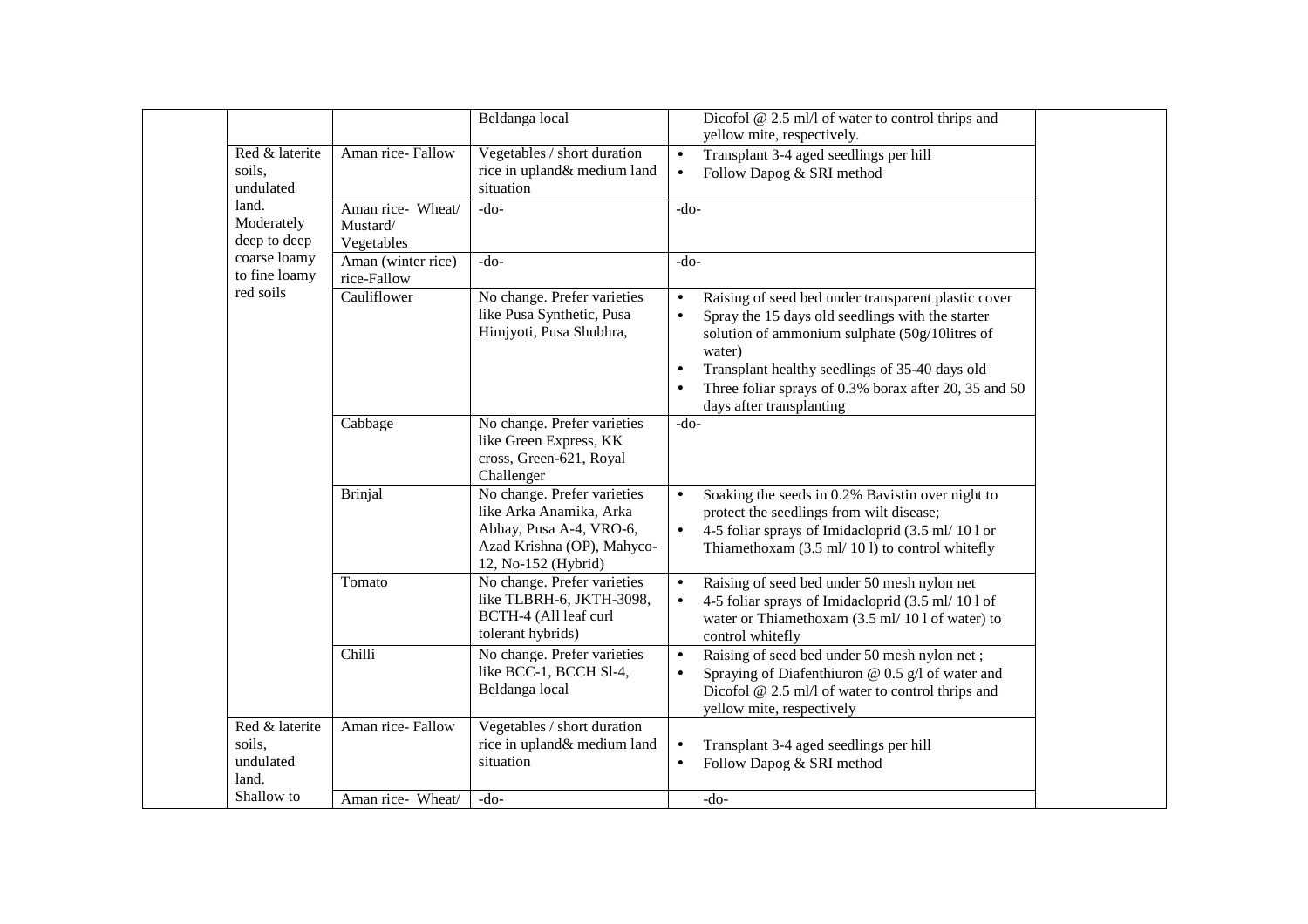| | | | | | |
|---|---|---|---|---|---|
| | | | Beldanga local | Dicofol @ 2.5 ml/l of water to control thrips and yellow mite, respectively. | |
| | Red & laterite soils, undulated land. Moderately deep to deep coarse loamy to fine loamy red soils | Aman rice- Fallow | Vegetables / short duration rice in upland& medium land situation | • Transplant 3-4 aged seedlings per hill<br>• Follow Dapog & SRI method | |
| | | Aman rice- Wheat/ Mustard/ Vegetables | -do- | -do- | |
| | | Aman (winter rice) rice-Fallow | -do- | -do- | |
| | | Cauliflower | No change. Prefer varieties like Pusa Synthetic, Pusa Himjyoti, Pusa Shubhra, | • Raising of seed bed under transparent plastic cover<br>• Spray the 15 days old seedlings with the starter solution of ammonium sulphate (50g/10litres of water)<br>• Transplant healthy seedlings of 35-40 days old<br>• Three foliar sprays of 0.3% borax after 20, 35 and 50 days after transplanting | |
| | | Cabbage | No change. Prefer varieties like Green Express, KK cross, Green-621, Royal Challenger | -do- | |
| | | Brinjal | No change. Prefer varieties like Arka Anamika, Arka Abhay, Pusa A-4, VRO-6, Azad Krishna (OP), Mahyco-12, No-152 (Hybrid) | • Soaking the seeds in 0.2% Bavistin over night to protect the seedlings from wilt disease;<br>• 4-5 foliar sprays of Imidacloprid (3.5 ml/ 10 l or Thiamethoxam (3.5 ml/ 10 l) to control whitefly | |
| | | Tomato | No change. Prefer varieties like TLBRH-6, JKTH-3098, BCTH-4 (All leaf curl tolerant hybrids) | • Raising of seed bed under 50 mesh nylon net<br>• 4-5 foliar sprays of Imidacloprid (3.5 ml/ 10 l of water or Thiamethoxam (3.5 ml/ 10 l of water) to control whitefly | |
| | | Chilli | No change. Prefer varieties like BCC-1, BCCH Sl-4, Beldanga local | • Raising of seed bed under 50 mesh nylon net ;<br>• Spraying of Diafenthiuron @ 0.5 g/l of water and Dicofol @ 2.5 ml/l of water to control thrips and yellow mite, respectively | |
| | Red & laterite soils, undulated land. Shallow to | Aman rice- Fallow | Vegetables / short duration rice in upland& medium land situation | • Transplant 3-4 aged seedlings per hill<br>• Follow Dapog & SRI method | |
| | | Aman rice- Wheat/ | -do- | -do- | |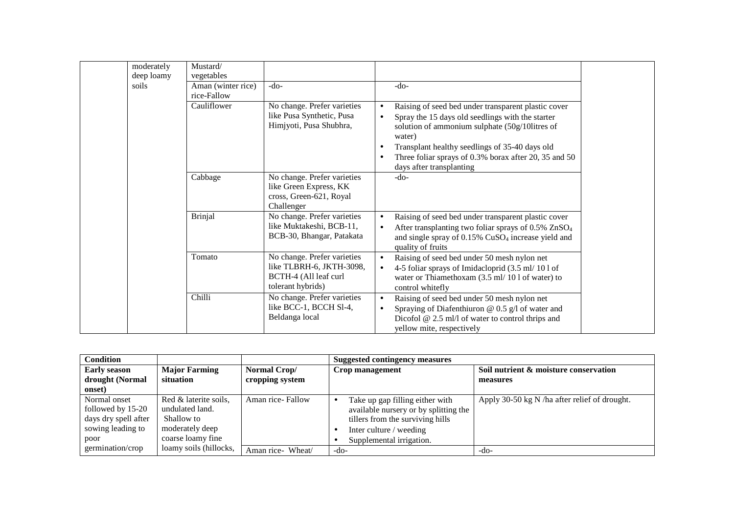|  | moderately deep loamy soils | Mustard/ vegetables |  |  |  |
|---|---|---|---|---|---|
|  |  | Aman (winter rice) rice-Fallow | -do- | -do- |  |
|  |  | Cauliflower | No change. Prefer varieties like Pusa Synthetic, Pusa Himjyoti, Pusa Shubhra, | • Raising of seed bed under transparent plastic cover<br>• Spray the 15 days old seedlings with the starter solution of ammonium sulphate (50g/10litres of water)<br>• Transplant healthy seedlings of 35-40 days old<br>• Three foliar sprays of 0.3% borax after 20, 35 and 50 days after transplanting |  |
|  |  | Cabbage | No change. Prefer varieties like Green Express, KK cross, Green-621, Royal Challenger | -do- |  |
|  |  | Brinjal | No change. Prefer varieties like Muktakeshi, BCB-11, BCB-30, Bhangar, Patakata | • Raising of seed bed under transparent plastic cover<br>• After transplanting two foliar sprays of 0.5% $ZnSO_4$ and single spray of 0.15% $CuSO_4$ increase yield and quality of fruits |  |
|  |  | Tomato | No change. Prefer varieties like TLBRH-6, JKTH-3098, BCTH-4 (All leaf curl tolerant hybrids) | • Raising of seed bed under 50 mesh nylon net<br>• 4-5 foliar sprays of Imidacloprid (3.5 ml/ 10 l of water or Thiamethoxam (3.5 ml/ 10 l of water) to control whitefly |  |
|  |  | Chilli | No change. Prefer varieties like BCC-1, BCCH Sl-4, Beldanga local | • Raising of seed bed under 50 mesh nylon net<br>• Spraying of Diafenthiuron @ 0.5 g/l of water and Dicofol @ 2.5 ml/l of water to control thrips and yellow mite, respectively |  |

| **Condition** |  |  | **Suggested contingency measures** |  |
|---|---|---|---|---|
| **Early season drought (Normal onset)** | **Major Farming situation** | **Normal Crop/ cropping system** | **Crop management** | **Soil nutrient & moisture conservation measures** |
| Normal onset followed by 15-20 days dry spell after sowing leading to poor germination/crop | Red & laterite soils, undulated land. Shallow to moderately deep coarse loamy fine loamy soils (hillocks, | Aman rice- Fallow | • Take up gap filling either with available nursery or by splitting the tillers from the surviving hills<br>• Inter culture / weeding<br>• Supplemental irrigation. | Apply 30-50 kg N /ha after relief of drought. |
|  |  | Aman rice- Wheat/ | -do- | -do- |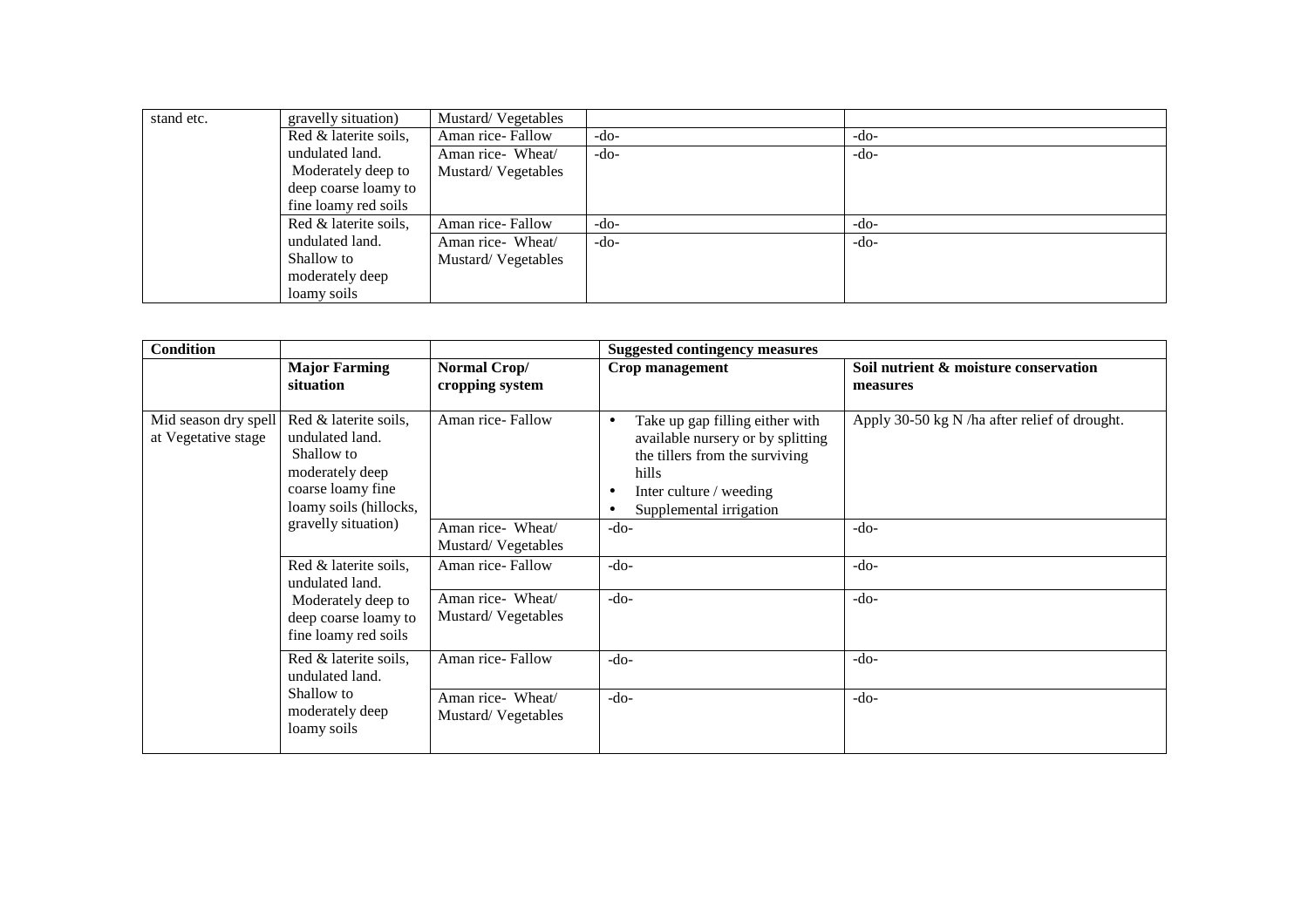| stand etc. | gravelly situation) | Mustard/ Vegetables | | |
|---|---|---|---|---|
| | Red & laterite soils, undulated land. Moderately deep to deep coarse loamy to fine loamy red soils | Aman rice- Fallow | -do- | -do- |
| | | Aman rice- Wheat/ Mustard/ Vegetables | -do- | -do- |
| | Red & laterite soils, undulated land. Shallow to moderately deep loamy soils | Aman rice- Fallow | -do- | -do- |
| | | Aman rice- Wheat/ Mustard/ Vegetables | -do- | -do- |

| Condition | | | Suggested contingency measures | |
|---|---|---|---|---|
| | **Major Farming situation** | **Normal Crop/ cropping system** | **Crop management** | **Soil nutrient & moisture conservation measures** |
| Mid season dry spell at Vegetative stage | Red & laterite soils, undulated land. Shallow to moderately deep coarse loamy fine loamy soils (hillocks, gravelly situation) | Aman rice- Fallow | • Take up gap filling either with available nursery or by splitting the tillers from the surviving hills<br>• Inter culture / weeding<br>• Supplemental irrigation | Apply 30-50 kg N /ha after relief of drought. |
| | | Aman rice- Wheat/ Mustard/ Vegetables | -do- | -do- |
| | Red & laterite soils, undulated land. Moderately deep to deep coarse loamy to fine loamy red soils | Aman rice- Fallow | -do- | -do- |
| | | Aman rice- Wheat/ Mustard/ Vegetables | -do- | -do- |
| | Red & laterite soils, undulated land. Shallow to moderately deep loamy soils | Aman rice- Fallow | -do- | -do- |
| | | Aman rice- Wheat/ Mustard/ Vegetables | -do- | -do- |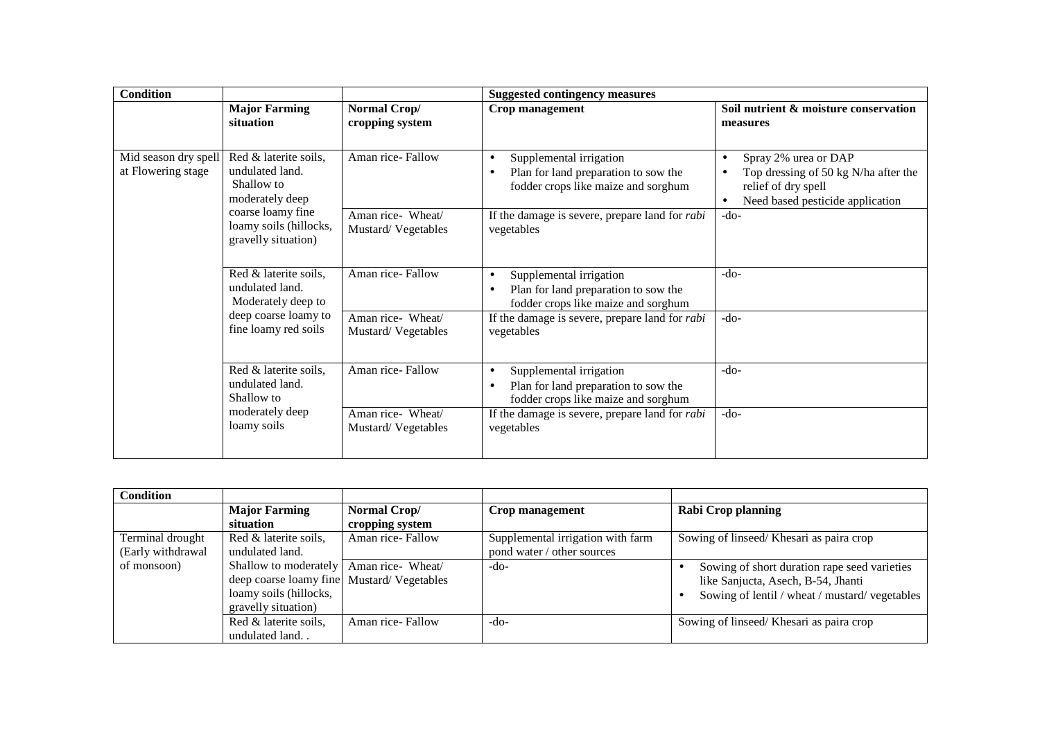| Condition | | | Suggested contingency measures | |
|---|---|---|---|---|
| | **Major Farming situation** | **Normal Crop/ cropping system** | **Crop management** | **Soil nutrient & moisture conservation measures** |
| Mid season dry spell at Flowering stage | Red & laterite soils, undulated land. Shallow to moderately deep coarse loamy fine loamy soils (hillocks, gravelly situation) | Aman rice- Fallow | • Supplemental irrigation<br>• Plan for land preparation to sow the fodder crops like maize and sorghum | • Spray 2% urea or DAP<br>• Top dressing of 50 kg N/ha after the relief of dry spell<br>• Need based pesticide application |
| | | Aman rice- Wheat/ Mustard/ Vegetables | If the damage is severe, prepare land for *rabi* vegetables | -do- |
| | Red & laterite soils, undulated land. Moderately deep to deep coarse loamy to fine loamy red soils | Aman rice- Fallow | • Supplemental irrigation<br>• Plan for land preparation to sow the fodder crops like maize and sorghum | -do- |
| | | Aman rice- Wheat/ Mustard/ Vegetables | If the damage is severe, prepare land for *rabi* vegetables | -do- |
| | Red & laterite soils, undulated land. Shallow to moderately deep loamy soils | Aman rice- Fallow | • Supplemental irrigation<br>• Plan for land preparation to sow the fodder crops like maize and sorghum | -do- |
| | | Aman rice- Wheat/ Mustard/ Vegetables | If the damage is severe, prepare land for *rabi* vegetables | -do- |

| Condition | | | | |
|---|---|---|---|---|
| | **Major Farming situation** | **Normal Crop/ cropping system** | **Crop management** | **Rabi Crop planning** |
| Terminal drought (Early withdrawal of monsoon) | Red & laterite soils, undulated land. Shallow to moderately deep coarse loamy fine loamy soils (hillocks, gravelly situation) | Aman rice- Fallow | Supplemental irrigation with farm pond water / other sources | Sowing of linseed/ Khesari as paira crop |
| | | Aman rice- Wheat/ Mustard/ Vegetables | -do- | • Sowing of short duration rape seed varieties like Sanjucta, Asech, B-54, Jhanti<br>• Sowing of lentil / wheat / mustard/ vegetables |
| | Red & laterite soils, undulated land. . | Aman rice- Fallow | -do- | Sowing of linseed/ Khesari as paira crop |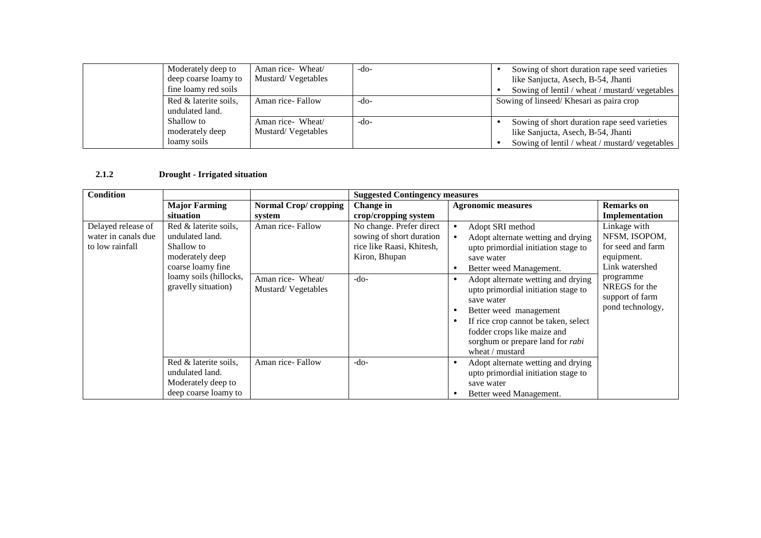| | | | | |
|---|---|---|---|---|
| | Moderately deep to deep coarse loamy to fine loamy red soils | Aman rice- Wheat/ Mustard/ Vegetables | -do- | • Sowing of short duration rape seed varieties like Sanjucta, Asech, B-54, Jhanti<br>• Sowing of lentil / wheat / mustard/ vegetables |
| | Red & laterite soils, undulated land. | Aman rice- Fallow | -do- | Sowing of linseed/ Khesari as paira crop |
| | Shallow to moderately deep loamy soils | Aman rice- Wheat/ Mustard/ Vegetables | -do- | • Sowing of short duration rape seed varieties like Sanjucta, Asech, B-54, Jhanti<br>• Sowing of lentil / wheat / mustard/ vegetables |

### 2.1.2 Drought - Irrigated situation

| Condition | | | Suggested Contingency measures | | |
|---|---|---|---|---|---|
| | **Major Farming situation** | **Normal Crop/ cropping system** | **Change in crop/cropping system** | **Agronomic measures** | **Remarks on Implementation** |
| Delayed release of water in canals due to low rainfall | Red & laterite soils, undulated land. Shallow to moderately deep coarse loamy fine loamy soils (hillocks, gravelly situation) | Aman rice- Fallow | No change. Prefer direct sowing of short duration rice like Raasi, Khitesh, Kiron, Bhupan | • Adopt SRI method<br>• Adopt alternate wetting and drying upto primordial initiation stage to save water<br>• Better weed Management. | Linkage with NFSM, ISOPOM, for seed and farm equipment. Link watershed programme NREGS for the support of farm pond technology, |
| | | Aman rice- Wheat/ Mustard/ Vegetables | -do- | • Adopt alternate wetting and drying upto primordial initiation stage to save water<br>• Better weed management<br>• If rice crop cannot be taken, select fodder crops like maize and sorghum or prepare land for *rabi* wheat / mustard | |
| | Red & laterite soils, undulated land. Moderately deep to deep coarse loamy to | Aman rice- Fallow | -do- | • Adopt alternate wetting and drying upto primordial initiation stage to save water<br>• Better weed Management. | |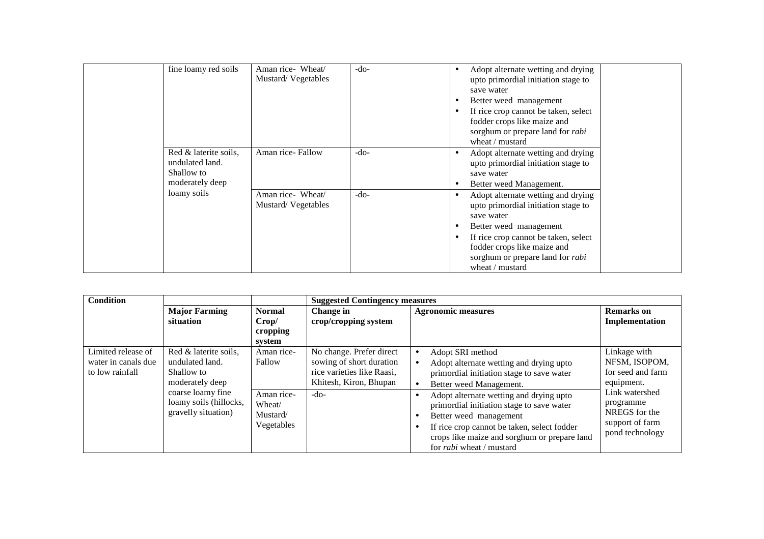| | | | | | |
|---|---|---|---|---|---|
| | fine loamy red soils | Aman rice- Wheat/ Mustard/ Vegetables | -do- | • Adopt alternate wetting and drying upto primordial initiation stage to save water<br>• Better weed management<br>• If rice crop cannot be taken, select fodder crops like maize and sorghum or prepare land for *rabi* wheat / mustard | |
| | Red & laterite soils, undulated land. Shallow to moderately deep loamy soils | Aman rice- Fallow | -do- | • Adopt alternate wetting and drying upto primordial initiation stage to save water<br>• Better weed Management. | |
| | | Aman rice- Wheat/ Mustard/ Vegetables | -do- | • Adopt alternate wetting and drying upto primordial initiation stage to save water<br>• Better weed management<br>• If rice crop cannot be taken, select fodder crops like maize and sorghum or prepare land for *rabi* wheat / mustard | |

| **Condition** | | | **Suggested Contingency measures** | | |
|---|---|---|---|---|---|
| | **Major Farming situation** | **Normal Crop/ cropping system** | **Change in crop/cropping system** | **Agronomic measures** | **Remarks on Implementation** |
| Limited release of water in canals due to low rainfall | Red & laterite soils, undulated land. Shallow to moderately deep coarse loamy fine loamy soils (hillocks, gravelly situation) | Aman rice- Fallow | No change. Prefer direct sowing of short duration rice varieties like Raasi, Khitesh, Kiron, Bhupan | • Adopt SRI method<br>• Adopt alternate wetting and drying upto primordial initiation stage to save water<br>• Better weed Management. | Linkage with NFSM, ISOPOM, for seed and farm equipment.<br>Link watershed programme NREGS for the support of farm pond technology |
| | | Aman rice- Wheat/ Mustard/ Vegetables | -do- | • Adopt alternate wetting and drying upto primordial initiation stage to save water<br>• Better weed management<br>• If rice crop cannot be taken, select fodder crops like maize and sorghum or prepare land for *rabi* wheat / mustard | |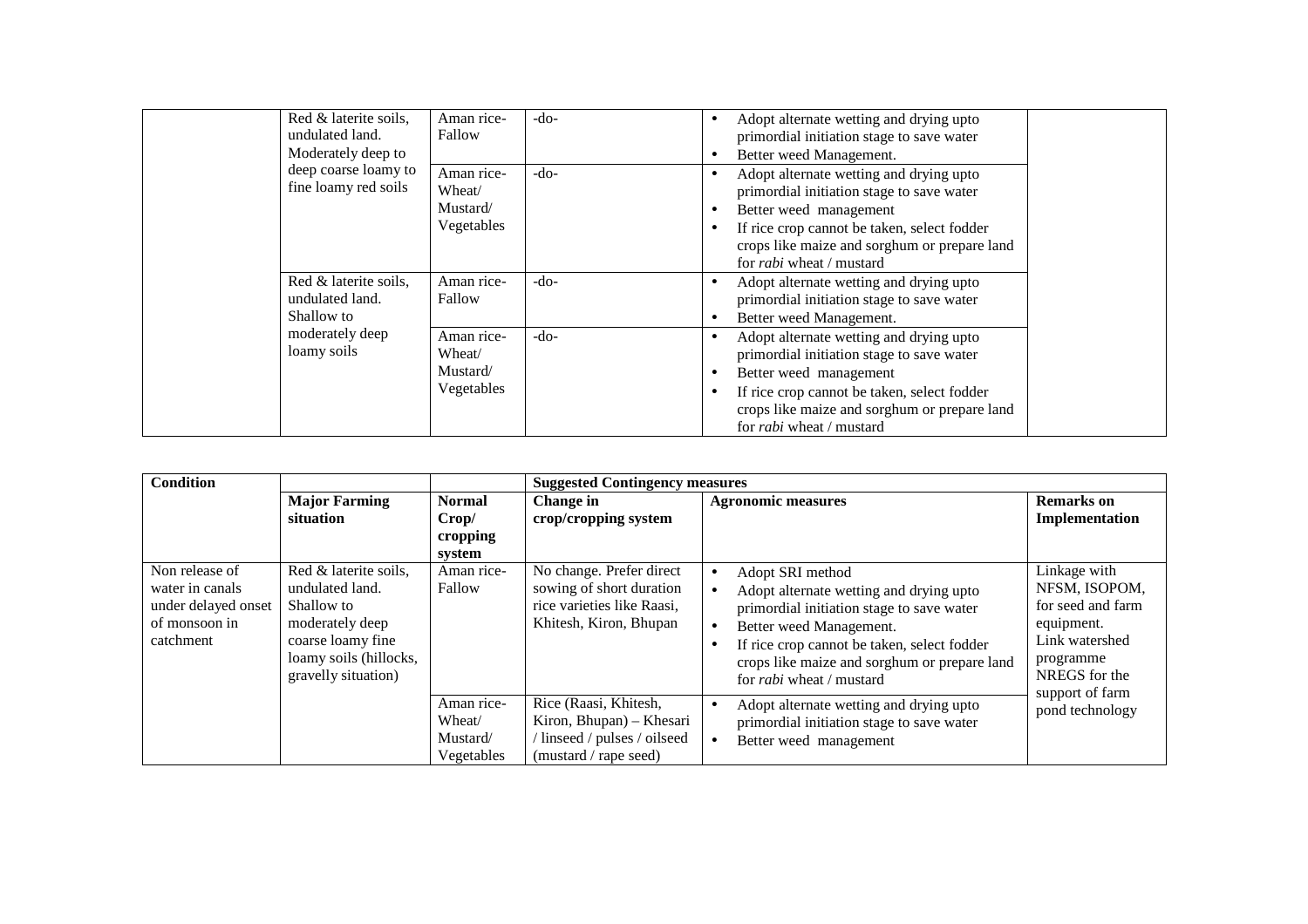|  | Major Farming situation | Normal Crop/ cropping system | Change in crop/cropping system | Agronomic measures | Remarks on Implementation |
|---|---|---|---|---|---|
|  | Red & laterite soils, undulated land. Moderately deep to deep coarse loamy to fine loamy red soils | Aman rice-Fallow | -do- | • Adopt alternate wetting and drying upto primordial initiation stage to save water<br>• Better weed Management. |  |
|  |  | Aman rice-Wheat/ Mustard/ Vegetables | -do- | • Adopt alternate wetting and drying upto primordial initiation stage to save water<br>• Better weed management<br>• If rice crop cannot be taken, select fodder crops like maize and sorghum or prepare land for *rabi* wheat / mustard |  |
|  | Red & laterite soils, undulated land. Shallow to moderately deep loamy soils | Aman rice-Fallow | -do- | • Adopt alternate wetting and drying upto primordial initiation stage to save water<br>• Better weed Management. |  |
|  |  | Aman rice-Wheat/ Mustard/ Vegetables | -do- | • Adopt alternate wetting and drying upto primordial initiation stage to save water<br>• Better weed management<br>• If rice crop cannot be taken, select fodder crops like maize and sorghum or prepare land for *rabi* wheat / mustard |  |

| Condition |  |  | Suggested Contingency measures |  |  |
|---|---|---|---|---|---|
|  | **Major Farming situation** | **Normal Crop/ cropping system** | **Change in crop/cropping system** | **Agronomic measures** | **Remarks on Implementation** |
| Non release of water in canals under delayed onset of monsoon in catchment | Red & laterite soils, undulated land. Shallow to moderately deep coarse loamy fine loamy soils (hillocks, gravelly situation) | Aman rice-Fallow | No change. Prefer direct sowing of short duration rice varieties like Raasi, Khitesh, Kiron, Bhupan | • Adopt SRI method<br>• Adopt alternate wetting and drying upto primordial initiation stage to save water<br>• Better weed Management.<br>• If rice crop cannot be taken, select fodder crops like maize and sorghum or prepare land for *rabi* wheat / mustard | Linkage with NFSM, ISOPOM, for seed and farm equipment. Link watershed programme NREGS for the support of farm pond technology |
|  |  | Aman rice-Wheat/ Mustard/ Vegetables | Rice (Raasi, Khitesh, Kiron, Bhupan) – Khesari / linseed / pulses / oilseed (mustard / rape seed) | • Adopt alternate wetting and drying upto primordial initiation stage to save water<br>• Better weed management |  |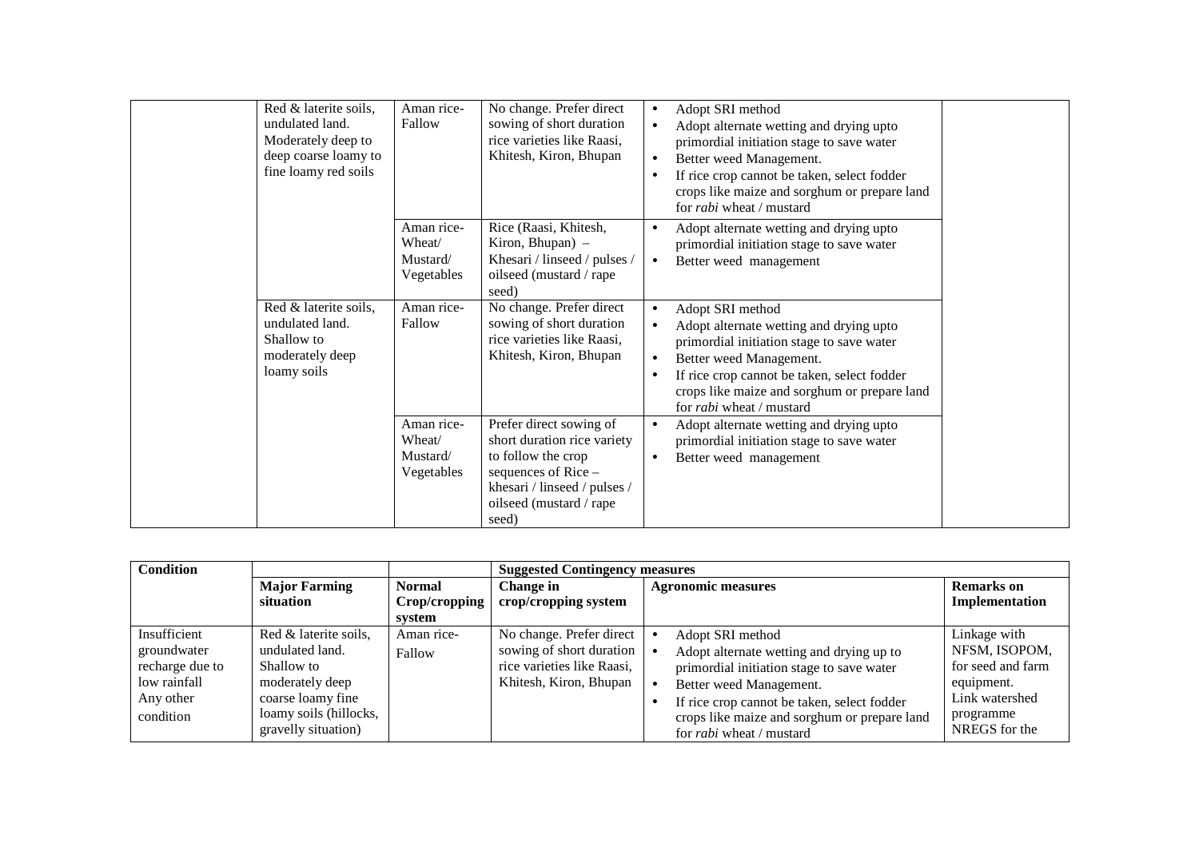| | | | | | |
|---|---|---|---|---|---|
| | Red & laterite soils, undulated land. Moderately deep to deep coarse loamy to fine loamy red soils | Aman rice-Fallow | No change. Prefer direct sowing of short duration rice varieties like Raasi, Khitesh, Kiron, Bhupan | • Adopt SRI method<br>• Adopt alternate wetting and drying upto primordial initiation stage to save water<br>• Better weed Management.<br>• If rice crop cannot be taken, select fodder crops like maize and sorghum or prepare land for *rabi* wheat / mustard | |
| | | Aman rice-Wheat/ Mustard/ Vegetables | Rice (Raasi, Khitesh, Kiron, Bhupan) – Khesari / linseed / pulses / oilseed (mustard / rape seed) | • Adopt alternate wetting and drying upto primordial initiation stage to save water<br>• Better weed management | |
| | Red & laterite soils, undulated land. Shallow to moderately deep loamy soils | Aman rice-Fallow | No change. Prefer direct sowing of short duration rice varieties like Raasi, Khitesh, Kiron, Bhupan | • Adopt SRI method<br>• Adopt alternate wetting and drying upto primordial initiation stage to save water<br>• Better weed Management.<br>• If rice crop cannot be taken, select fodder crops like maize and sorghum or prepare land for *rabi* wheat / mustard | |
| | | Aman rice-Wheat/ Mustard/ Vegetables | Prefer direct sowing of short duration rice variety to follow the crop sequences of Rice – khesari / linseed / pulses / oilseed (mustard / rape seed) | • Adopt alternate wetting and drying upto primordial initiation stage to save water<br>• Better weed management | |

| Condition | | | Suggested Contingency measures | | |
|---|---|---|---|---|---|
| | **Major Farming situation** | **Normal Crop/cropping system** | **Change in crop/cropping system** | **Agronomic measures** | **Remarks on Implementation** |
| Insufficient groundwater recharge due to low rainfall Any other condition | Red & laterite soils, undulated land. Shallow to moderately deep coarse loamy fine loamy soils (hillocks, gravelly situation) | Aman rice-Fallow | No change. Prefer direct sowing of short duration rice varieties like Raasi, Khitesh, Kiron, Bhupan | • Adopt SRI method<br>• Adopt alternate wetting and drying up to primordial initiation stage to save water<br>• Better weed Management.<br>• If rice crop cannot be taken, select fodder crops like maize and sorghum or prepare land for *rabi* wheat / mustard | Linkage with NFSM, ISOPOM, for seed and farm equipment. Link watershed programme NREGS for the |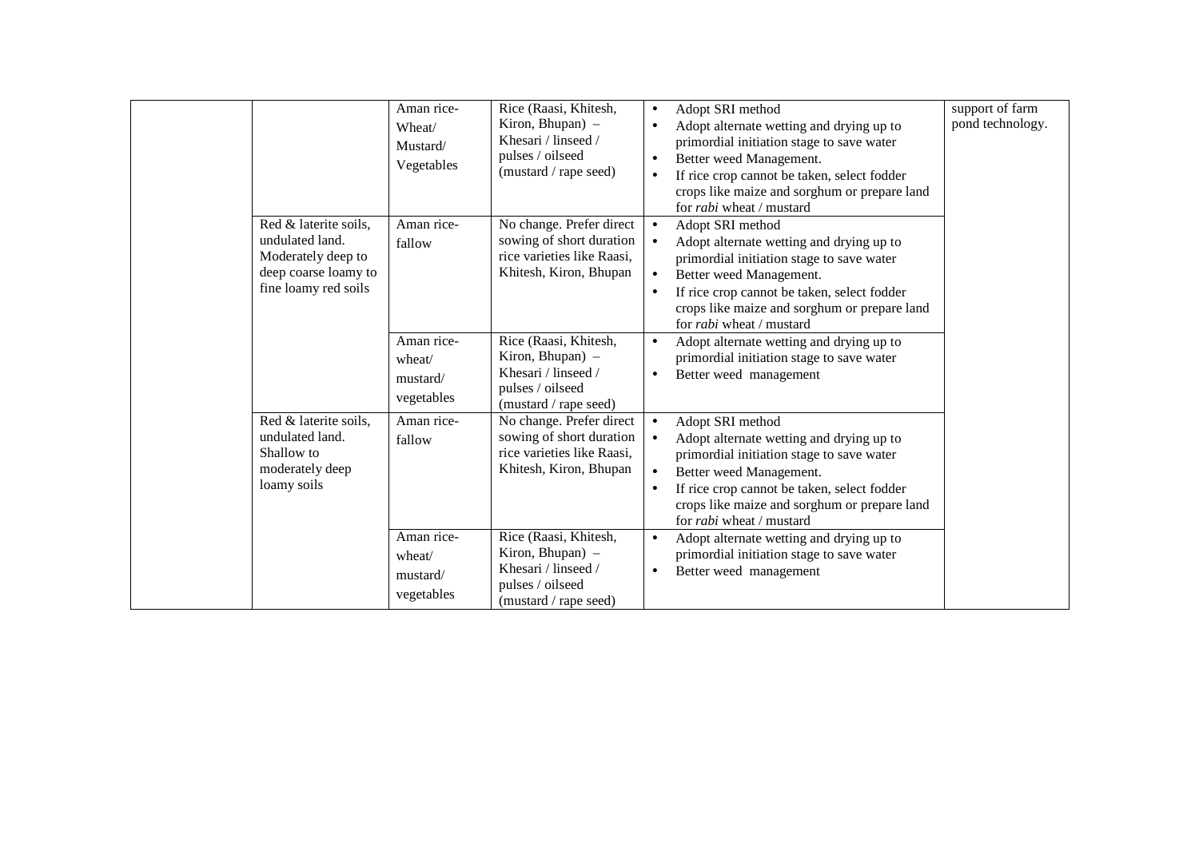| | | | | | |
|---|---|---|---|---|---|
| | | Aman rice-Wheat/ Mustard/ Vegetables | Rice (Raasi, Khitesh, Kiron, Bhupan) – Khesari / linseed / pulses / oilseed (mustard / rape seed) | • Adopt SRI method<br>• Adopt alternate wetting and drying up to primordial initiation stage to save water<br>• Better weed Management.<br>• If rice crop cannot be taken, select fodder crops like maize and sorghum or prepare land for *rabi* wheat / mustard | support of farm pond technology. |
| | Red & laterite soils, undulated land. Moderately deep to deep coarse loamy to fine loamy red soils | Aman rice-fallow | No change. Prefer direct sowing of short duration rice varieties like Raasi, Khitesh, Kiron, Bhupan | • Adopt SRI method<br>• Adopt alternate wetting and drying up to primordial initiation stage to save water<br>• Better weed Management.<br>• If rice crop cannot be taken, select fodder crops like maize and sorghum or prepare land for *rabi* wheat / mustard | |
| | | Aman rice-wheat/ mustard/ vegetables | Rice (Raasi, Khitesh, Kiron, Bhupan) – Khesari / linseed / pulses / oilseed (mustard / rape seed) | • Adopt alternate wetting and drying up to primordial initiation stage to save water<br>• Better weed management | |
| | Red & laterite soils, undulated land. Shallow to moderately deep loamy soils | Aman rice-fallow | No change. Prefer direct sowing of short duration rice varieties like Raasi, Khitesh, Kiron, Bhupan | • Adopt SRI method<br>• Adopt alternate wetting and drying up to primordial initiation stage to save water<br>• Better weed Management.<br>• If rice crop cannot be taken, select fodder crops like maize and sorghum or prepare land for *rabi* wheat / mustard | |
| | | Aman rice-wheat/ mustard/ vegetables | Rice (Raasi, Khitesh, Kiron, Bhupan) – Khesari / linseed / pulses / oilseed (mustard / rape seed) | • Adopt alternate wetting and drying up to primordial initiation stage to save water<br>• Better weed management | |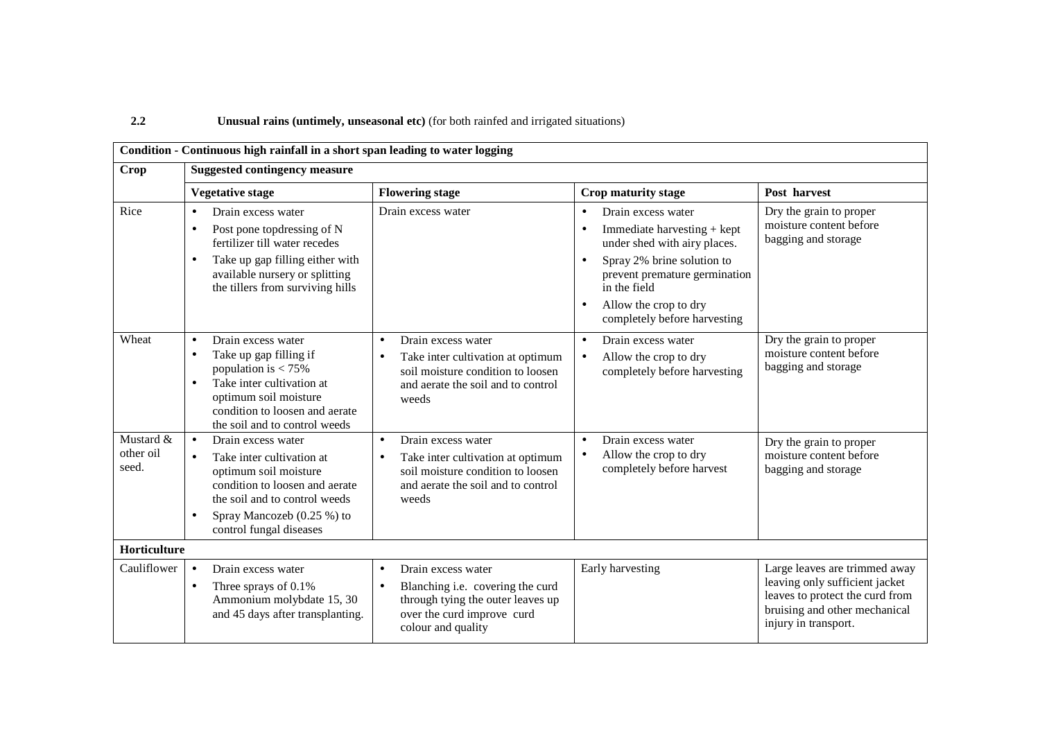**2.2 Unusual rains (untimely, unseasonal etc)** (for both rainfed and irrigated situations)

| **Condition - Continuous high rainfall in a short span leading to water logging** | | | | |
|---|---|---|---|---|
| **Crop** | **Suggested contingency measure** | | | |
| | **Vegetative stage** | **Flowering stage** | **Crop maturity stage** | **Post harvest** |
| Rice | • Drain excess water<br>• Post pone topdressing of N fertilizer till water recedes<br>• Take up gap filling either with available nursery or splitting the tillers from surviving hills | Drain excess water | • Drain excess water<br>• Immediate harvesting + kept under shed with airy places.<br>• Spray 2% brine solution to prevent premature germination in the field<br>• Allow the crop to dry completely before harvesting | Dry the grain to proper moisture content before bagging and storage |
| Wheat | • Drain excess water<br>• Take up gap filling if population is < 75%<br>• Take inter cultivation at optimum soil moisture condition to loosen and aerate the soil and to control weeds | • Drain excess water<br>• Take inter cultivation at optimum soil moisture condition to loosen and aerate the soil and to control weeds | • Drain excess water<br>• Allow the crop to dry completely before harvesting | Dry the grain to proper moisture content before bagging and storage |
| Mustard & other oil seed. | • Drain excess water<br>• Take inter cultivation at optimum soil moisture condition to loosen and aerate the soil and to control weeds<br>• Spray Mancozeb (0.25 %) to control fungal diseases | • Drain excess water<br>• Take inter cultivation at optimum soil moisture condition to loosen and aerate the soil and to control weeds | • Drain excess water<br>• Allow the crop to dry completely before harvest | Dry the grain to proper moisture content before bagging and storage |
| **Horticulture** | | | | |
| Cauliflower | • Drain excess water<br>• Three sprays of 0.1% Ammonium molybdate 15, 30 and 45 days after transplanting. | • Drain excess water<br>• Blanching i.e. covering the curd through tying the outer leaves up over the curd improve curd colour and quality | Early harvesting | Large leaves are trimmed away leaving only sufficient jacket leaves to protect the curd from bruising and other mechanical injury in transport. |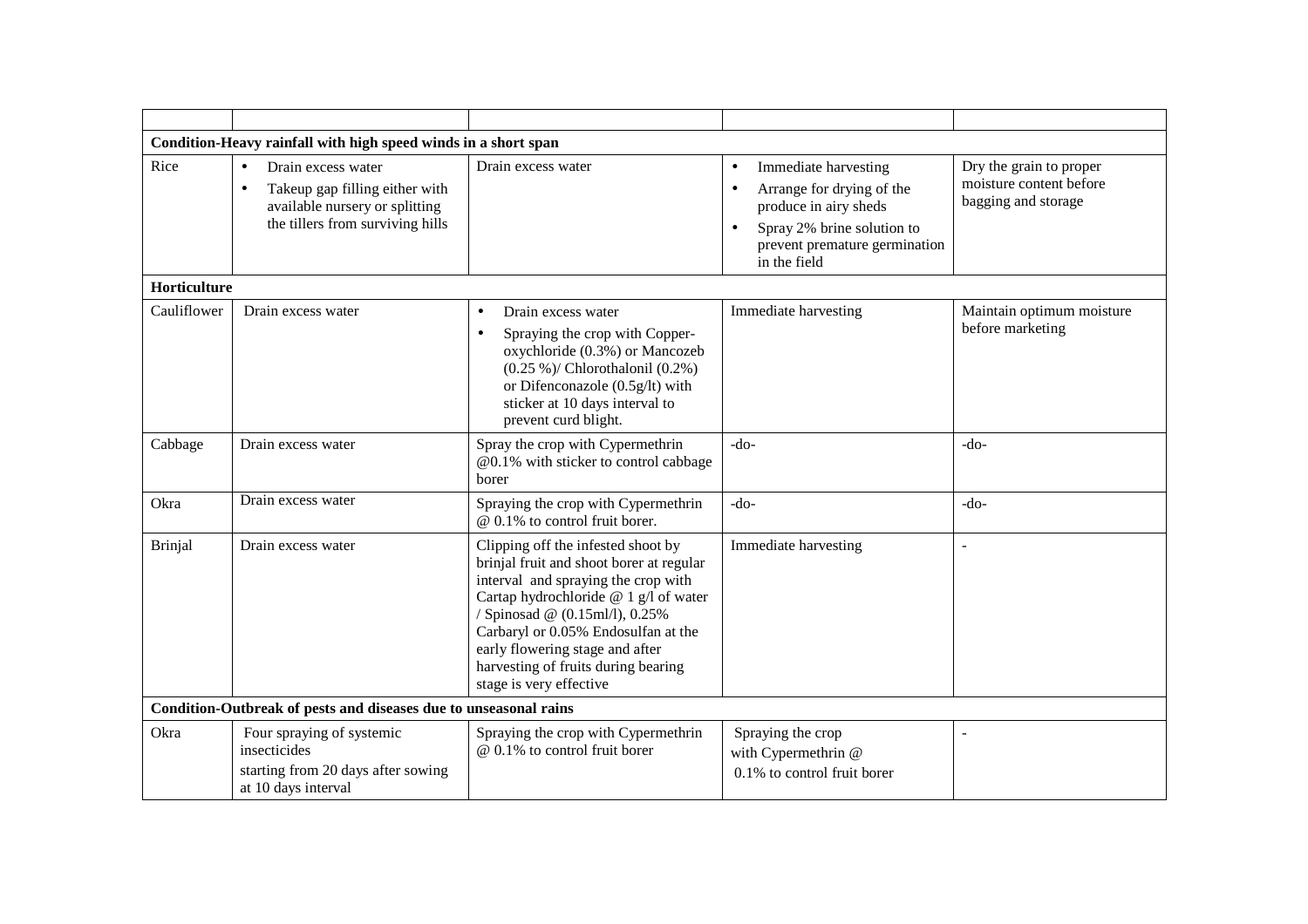| | | | | |
|---|---|---|---|---|
| **Condition-Heavy rainfall with high speed winds in a short span** | | | | |
| Rice | • Drain excess water<br>• Takeup gap filling either with available nursery or splitting the tillers from surviving hills | Drain excess water | • Immediate harvesting<br>• Arrange for drying of the produce in airy sheds<br>• Spray 2% brine solution to prevent premature germination in the field | Dry the grain to proper moisture content before bagging and storage |
| **Horticulture** | | | | |
| Cauliflower | Drain excess water | • Drain excess water<br>• Spraying the crop with Copper-oxychloride (0.3%) or Mancozeb (0.25 %)/ Chlorothalonil (0.2%) or Difenconazole (0.5g/lt) with sticker at 10 days interval to prevent curd blight. | Immediate harvesting | Maintain optimum moisture before marketing |
| Cabbage | Drain excess water | Spray the crop with Cypermethrin @0.1% with sticker to control cabbage borer | -do- | -do- |
| Okra | Drain excess water | Spraying the crop with Cypermethrin @ 0.1% to control fruit borer. | -do- | -do- |
| Brinjal | Drain excess water | Clipping off the infested shoot by brinjal fruit and shoot borer at regular interval and spraying the crop with Cartap hydrochloride @ 1 g/l of water / Spinosad @ (0.15ml/l), 0.25% Carbaryl or 0.05% Endosulfan at the early flowering stage and after harvesting of fruits during bearing stage is very effective | Immediate harvesting | - |
| **Condition-Outbreak of pests and diseases due to unseasonal rains** | | | | |
| Okra | Four spraying of systemic insecticides<br>starting from 20 days after sowing at 10 days interval | Spraying the crop with Cypermethrin @ 0.1% to control fruit borer | Spraying the crop with Cypermethrin @ 0.1% to control fruit borer | - |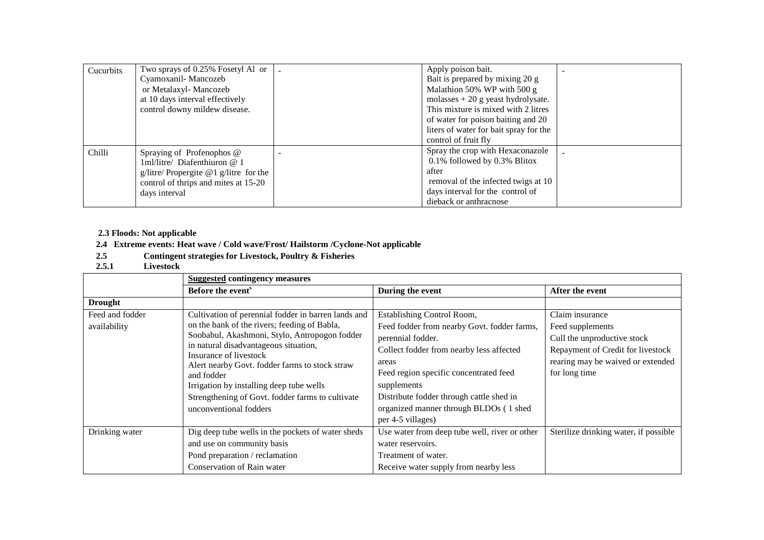| Cucurbits | Two sprays of 0.25% Fosetyl Al or Cyamoxanil- Mancozeb or Metalaxyl- Mancozeb at 10 days interval effectively control downy mildew disease. | - | Apply poison bait. Bait is prepared by mixing 20 g Malathion 50% WP with 500 g molasses + 20 g yeast hydrolysate. This mixture is mixed with 2 litres of water for poison baiting and 20 liters of water for bait spray for the control of fruit fly | - |
|---|---|---|---|---|
| Chilli | Spraying of Profenophos @ 1ml/litre/ Diafenthiuron @ 1 g/litre/ Propergite @1 g/litre for the control of thrips and mites at 15-20 days interval | - | Spray the crop with Hexaconazole 0.1% followed by 0.3% Blitox after removal of the infected twigs at 10 days interval for the control of dieback or anthracnose | - |

**2.3 Floods: Not applicable**

**2.4 Extreme events: Heat wave / Cold wave/Frost/ Hailstorm /Cyclone-Not applicable**

**2.5 Contingent strategies for Livestock, Poultry & Fisheries**

**2.5.1 Livestock**

| | **Suggested contingency measures** | | |
|---|---|---|---|
| | **Before the event[s]** | **During the event** | **After the event** |
| **Drought** | | | |
| Feed and fodder availability | Cultivation of perennial fodder in barren lands and on the bank of the rivers; feeding of Babla, Soobabul, Akashmoni, Stylo, Antropogon fodder in natural disadvantageous situation,<br>Insurance of livestock<br>Alert nearby Govt. fodder farms to stock straw and fodder<br>Irrigation by installing deep tube wells<br>Strengthening of Govt. fodder farms to cultivate unconventional fodders | Establishing Control Room,<br>Feed fodder from nearby Govt. fodder farms, perennial fodder.<br>Collect fodder from nearby less affected areas<br>Feed region specific concentrated feed supplements<br>Distribute fodder through cattle shed in organized manner through BLDOs ( 1 shed per 4-5 villages) | Claim insurance<br>Feed supplements<br>Cull the unproductive stock<br>Repayment of Credit for livestock rearing may be waived or extended for long time |
| Drinking water | Dig deep tube wells in the pockets of water sheds and use on community basis<br>Pond preparation / reclamation<br>Conservation of Rain water | Use water from deep tube well, river or other water reservoirs.<br>Treatment of water.<br>Receive water supply from nearby less | Sterilize drinking water, if possible |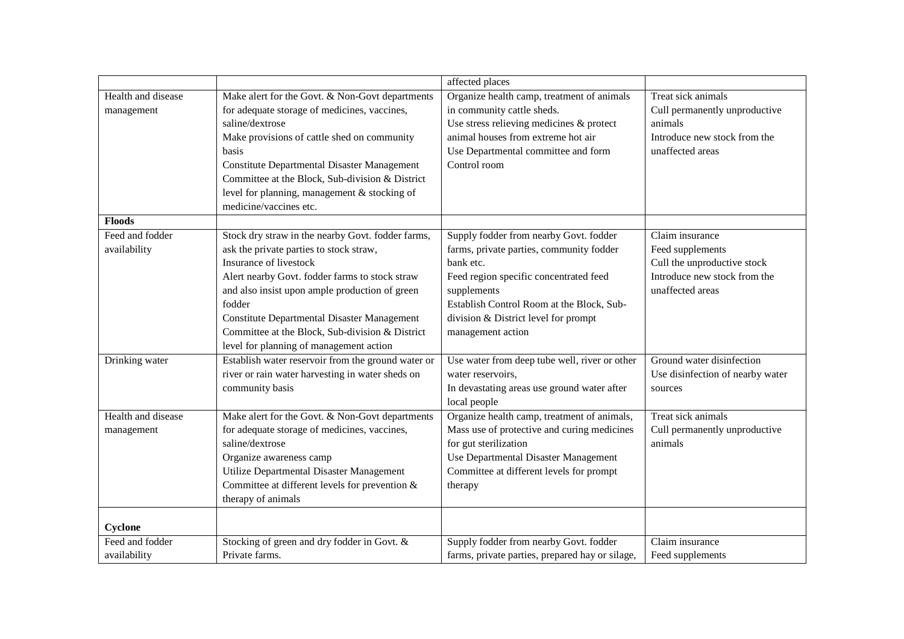| | | affected places | |
|---|---|---|---|
| Health and disease management | Make alert for the Govt. & Non-Govt departments for adequate storage of medicines, vaccines, saline/dextrose<br>Make provisions of cattle shed on community basis<br>Constitute Departmental Disaster Management Committee at the Block, Sub-division & District level for planning, management & stocking of medicine/vaccines etc. | Organize health camp, treatment of animals in community cattle sheds.<br>Use stress relieving medicines & protect animal houses from extreme hot air<br>Use Departmental committee and form Control room | Treat sick animals<br>Cull permanently unproductive animals<br>Introduce new stock from the unaffected areas |
| **Floods** | | | |
| Feed and fodder availability | Stock dry straw in the nearby Govt. fodder farms, ask the private parties to stock straw,<br>Insurance of livestock<br>Alert nearby Govt. fodder farms to stock straw and also insist upon ample production of green fodder<br>Constitute Departmental Disaster Management Committee at the Block, Sub-division & District level for planning of management action | Supply fodder from nearby Govt. fodder farms, private parties, community fodder bank etc.<br>Feed region specific concentrated feed supplements<br>Establish Control Room at the Block, Sub-division & District level for prompt management action | Claim insurance<br>Feed supplements<br>Cull the unproductive stock<br>Introduce new stock from the unaffected areas |
| Drinking water | Establish water reservoir from the ground water or river or rain water harvesting in water sheds on community basis | Use water from deep tube well, river or other water reservoirs,<br>In devastating areas use ground water after local people | Ground water disinfection<br>Use disinfection of nearby water sources |
| Health and disease management | Make alert for the Govt. & Non-Govt departments for adequate storage of medicines, vaccines, saline/dextrose<br>Organize awareness camp<br>Utilize Departmental Disaster Management Committee at different levels for prevention & therapy of animals | Organize health camp, treatment of animals,<br>Mass use of protective and curing medicines for gut sterilization<br>Use Departmental Disaster Management Committee at different levels for prompt therapy | Treat sick animals<br>Cull permanently unproductive animals |
| **Cyclone** | | | |
| Feed and fodder availability | Stocking of green and dry fodder in Govt. & Private farms. | Supply fodder from nearby Govt. fodder farms, private parties, prepared hay or silage, | Claim insurance<br>Feed supplements |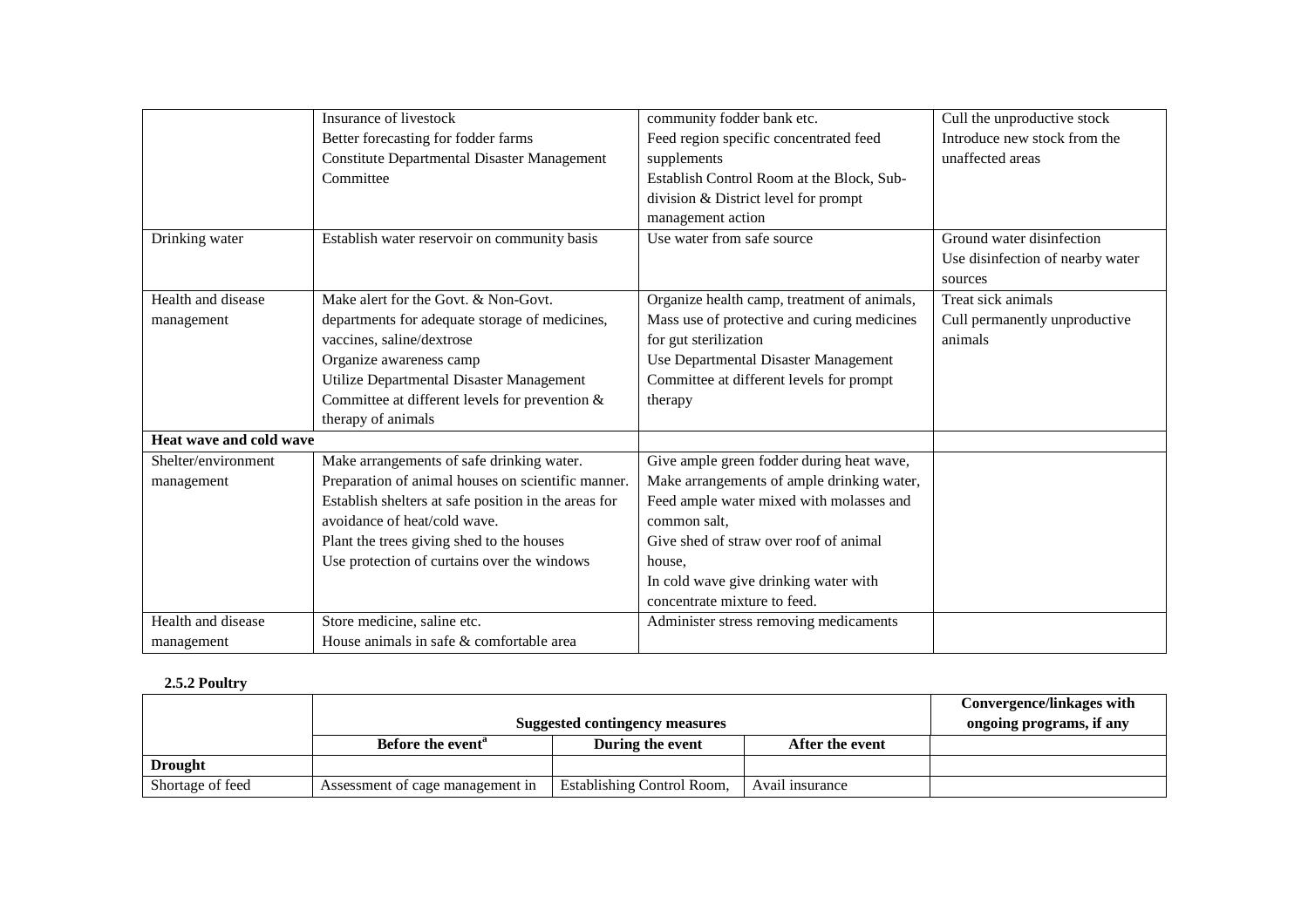| | | | |
|---|---|---|---|
| | Insurance of livestock<br>Better forecasting for fodder farms<br>Constitute Departmental Disaster Management Committee | community fodder bank etc.<br>Feed region specific concentrated feed supplements<br>Establish Control Room at the Block, Sub-division & District level for prompt management action | Cull the unproductive stock<br>Introduce new stock from the unaffected areas |
| Drinking water | Establish water reservoir on community basis | Use water from safe source | Ground water disinfection<br>Use disinfection of nearby water sources |
| Health and disease management | Make alert for the Govt. & Non-Govt. departments for adequate storage of medicines, vaccines, saline/dextrose<br>Organize awareness camp<br>Utilize Departmental Disaster Management Committee at different levels for prevention & therapy of animals | Organize health camp, treatment of animals,<br>Mass use of protective and curing medicines for gut sterilization<br>Use Departmental Disaster Management Committee at different levels for prompt therapy | Treat sick animals<br>Cull permanently unproductive animals |
| **Heat wave and cold wave** | | | |
| Shelter/environment management | Make arrangements of safe drinking water.<br>Preparation of animal houses on scientific manner.<br>Establish shelters at safe position in the areas for avoidance of heat/cold wave.<br>Plant the trees giving shed to the houses<br>Use protection of curtains over the windows | Give ample green fodder during heat wave,<br>Make arrangements of ample drinking water,<br>Feed ample water mixed with molasses and common salt,<br>Give shed of straw over roof of animal house,<br>In cold wave give drinking water with concentrate mixture to feed. | |
| Health and disease management | Store medicine, saline etc.<br>House animals in safe & comfortable area | Administer stress removing medicaments | |

**2.5.2 Poultry**

| | Suggested contingency measures | | | Convergence/linkages with ongoing programs, if any |
|---|---|---|---|---|
| | Before the event[a] | During the event | After the event | |
| **Drought** | | | | |
| Shortage of feed | Assessment of cage management in | Establishing Control Room, | Avail insurance | |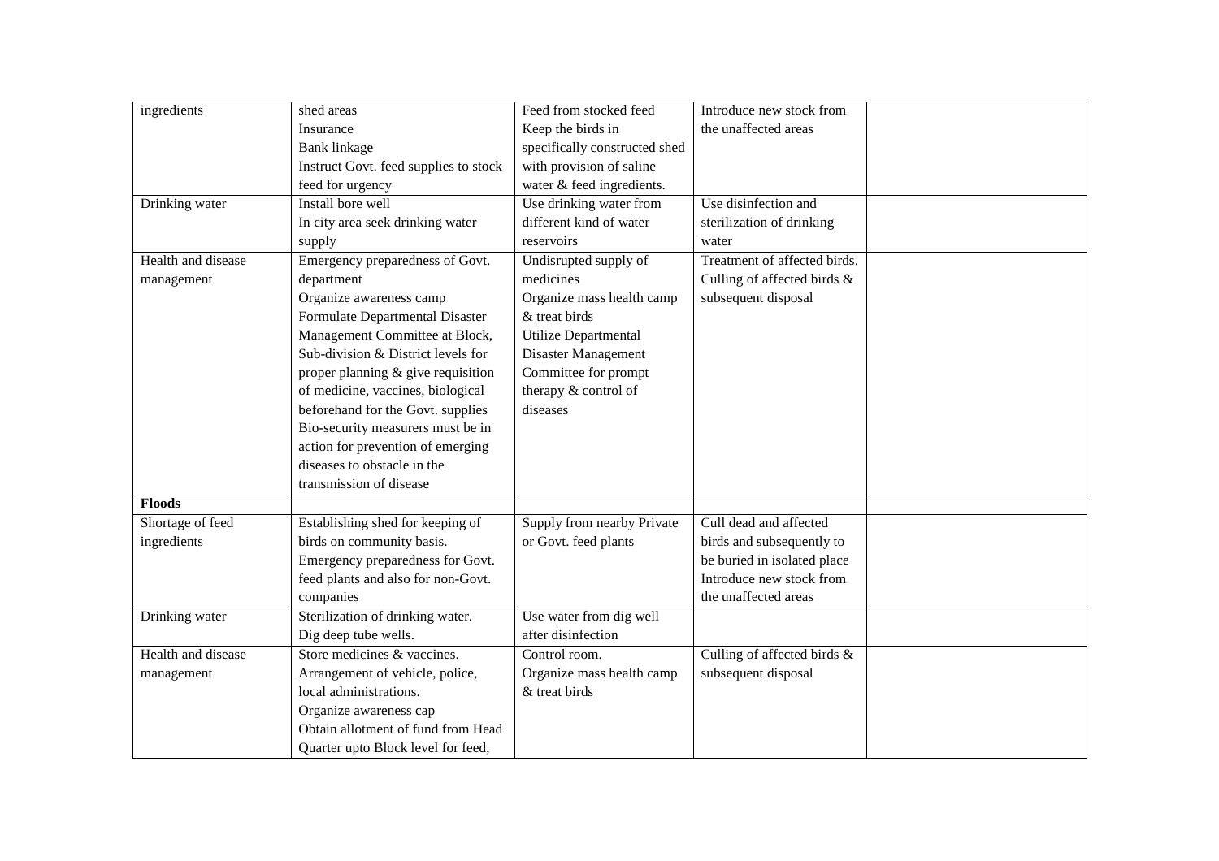| | | | | |
|---|---|---|---|---|
| ingredients | shed areas<br>Insurance<br>Bank linkage<br>Instruct Govt. feed supplies to stock feed for urgency | Feed from stocked feed<br>Keep the birds in specifically constructed shed with provision of saline water & feed ingredients. | Introduce new stock from the unaffected areas | |
| Drinking water | Install bore well<br>In city area seek drinking water supply | Use drinking water from different kind of water reservoirs | Use disinfection and sterilization of drinking water | |
| Health and disease management | Emergency preparedness of Govt. department<br>Organize awareness camp<br>Formulate Departmental Disaster Management Committee at Block, Sub-division & District levels for proper planning & give requisition of medicine, vaccines, biological beforehand for the Govt. supplies<br>Bio-security measurers must be in action for prevention of emerging diseases to obstacle in the transmission of disease | Undisrupted supply of medicines<br>Organize mass health camp & treat birds<br>Utilize Departmental Disaster Management Committee for prompt therapy & control of diseases | Treatment of affected birds.<br>Culling of affected birds & subsequent disposal | |
| **Floods** | | | | |
| Shortage of feed ingredients | Establishing shed for keeping of birds on community basis.<br>Emergency preparedness for Govt. feed plants and also for non-Govt. companies | Supply from nearby Private or Govt. feed plants | Cull dead and affected birds and subsequently to be buried in isolated place<br>Introduce new stock from the unaffected areas | |
| Drinking water | Sterilization of drinking water.<br>Dig deep tube wells. | Use water from dig well after disinfection | | |
| Health and disease management | Store medicines & vaccines.<br>Arrangement of vehicle, police, local administrations.<br>Organize awareness cap<br>Obtain allotment of fund from Head Quarter upto Block level for feed, | Control room.<br>Organize mass health camp & treat birds | Culling of affected birds & subsequent disposal | |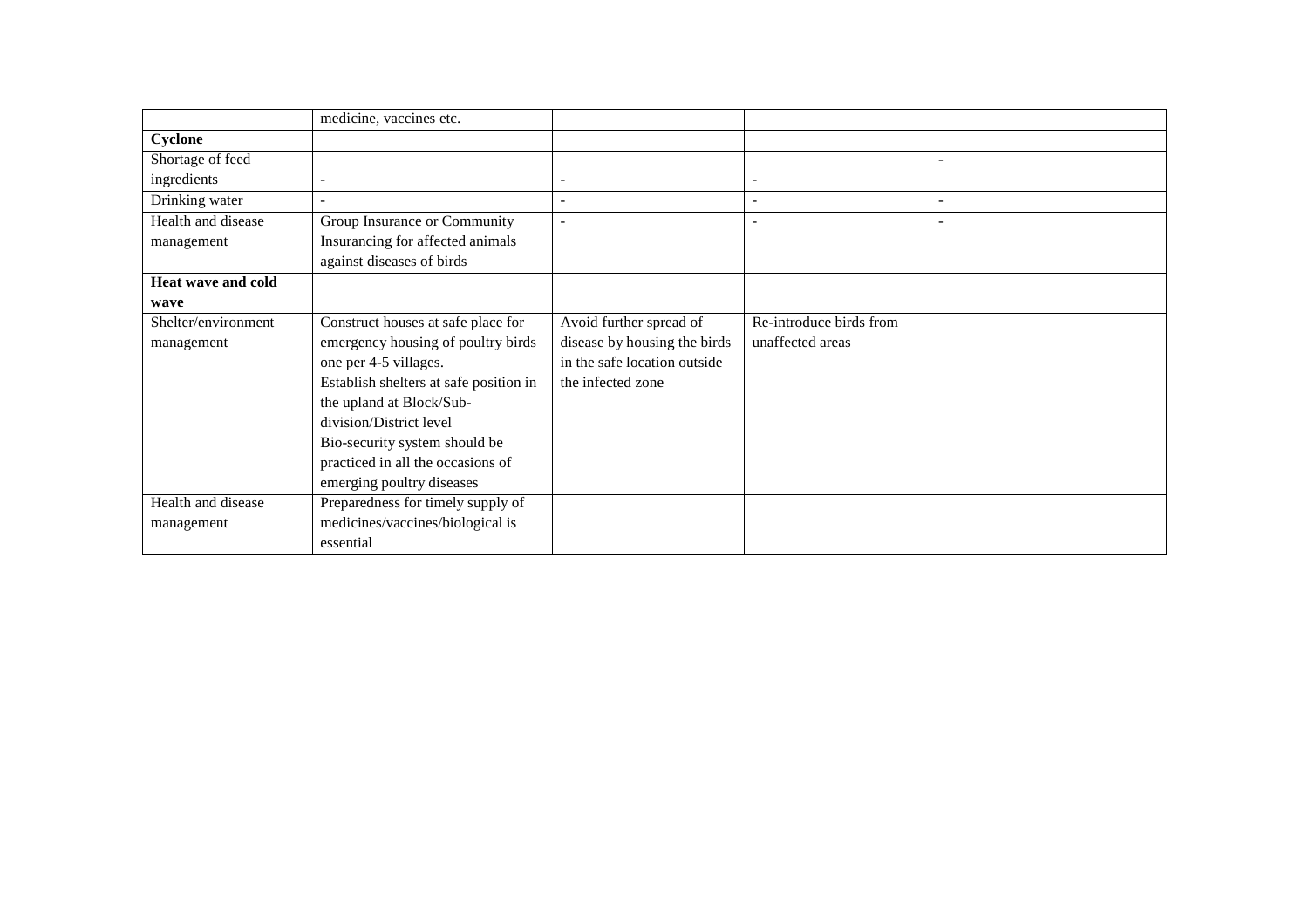| | | | | |
|---|---|---|---|---|
| | medicine, vaccines etc. | | | |
| **Cyclone** | | | | |
| Shortage of feed ingredients | - | - | - | - |
| Drinking water | - | - | - | - |
| Health and disease management | Group Insurance or Community Insurancing for affected animals against diseases of birds | - | - | - |
| **Heat wave and cold wave** | | | | |
| Shelter/environment management | Construct houses at safe place for emergency housing of poultry birds one per 4-5 villages.<br>Establish shelters at safe position in the upland at Block/Sub-division/District level<br>Bio-security system should be practiced in all the occasions of emerging poultry diseases | Avoid further spread of disease by housing the birds in the safe location outside the infected zone | Re-introduce birds from unaffected areas | |
| Health and disease management | Preparedness for timely supply of medicines/vaccines/biological is essential | | | |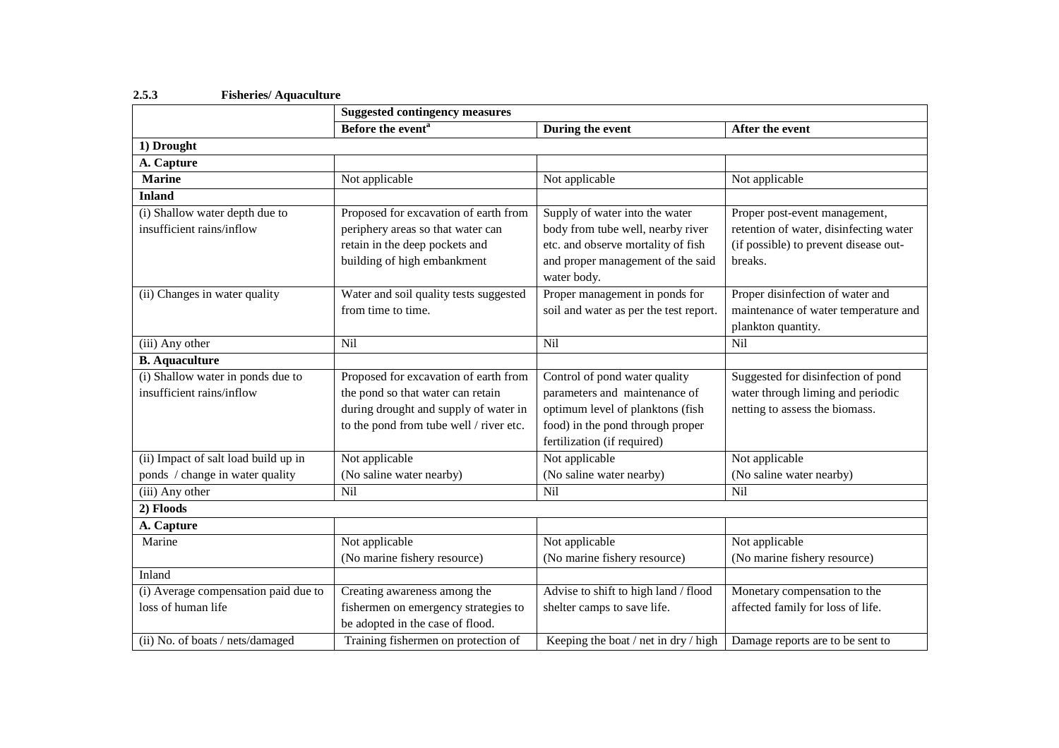### 2.5.3 Fisheries/ Aquaculture

| | Suggested contingency measures | | |
|---|---|---|---|
| | Before the event[a] | During the event | After the event |
| **1) Drought** | | | |
| **A. Capture** | | | |
| **Marine** | Not applicable | Not applicable | Not applicable |
| **Inland** | | | |
| (i) Shallow water depth due to insufficient rains/inflow | Proposed for excavation of earth from periphery areas so that water can retain in the deep pockets and building of high embankment | Supply of water into the water body from tube well, nearby river etc. and observe mortality of fish and proper management of the said water body. | Proper post-event management, retention of water, disinfecting water (if possible) to prevent disease out-breaks. |
| (ii) Changes in water quality | Water and soil quality tests suggested from time to time. | Proper management in ponds for soil and water as per the test report. | Proper disinfection of water and maintenance of water temperature and plankton quantity. |
| (iii) Any other | Nil | Nil | Nil |
| **B. Aquaculture** | | | |
| (i) Shallow water in ponds due to insufficient rains/inflow | Proposed for excavation of earth from the pond so that water can retain during drought and supply of water in to the pond from tube well / river etc. | Control of pond water quality parameters and maintenance of optimum level of planktons (fish food) in the pond through proper fertilization (if required) | Suggested for disinfection of pond water through liming and periodic netting to assess the biomass. |
| (ii) Impact of salt load build up in ponds / change in water quality | Not applicable (No saline water nearby) | Not applicable (No saline water nearby) | Not applicable (No saline water nearby) |
| (iii) Any other | Nil | Nil | Nil |
| **2) Floods** | | | |
| **A. Capture** | | | |
| Marine | Not applicable (No marine fishery resource) | Not applicable (No marine fishery resource) | Not applicable (No marine fishery resource) |
| Inland | | | |
| (i) Average compensation paid due to loss of human life | Creating awareness among the fishermen on emergency strategies to be adopted in the case of flood. | Advise to shift to high land / flood shelter camps to save life. | Monetary compensation to the affected family for loss of life. |
| (ii) No. of boats / nets/damaged | Training fishermen on protection of | Keeping the boat / net in dry / high | Damage reports are to be sent to |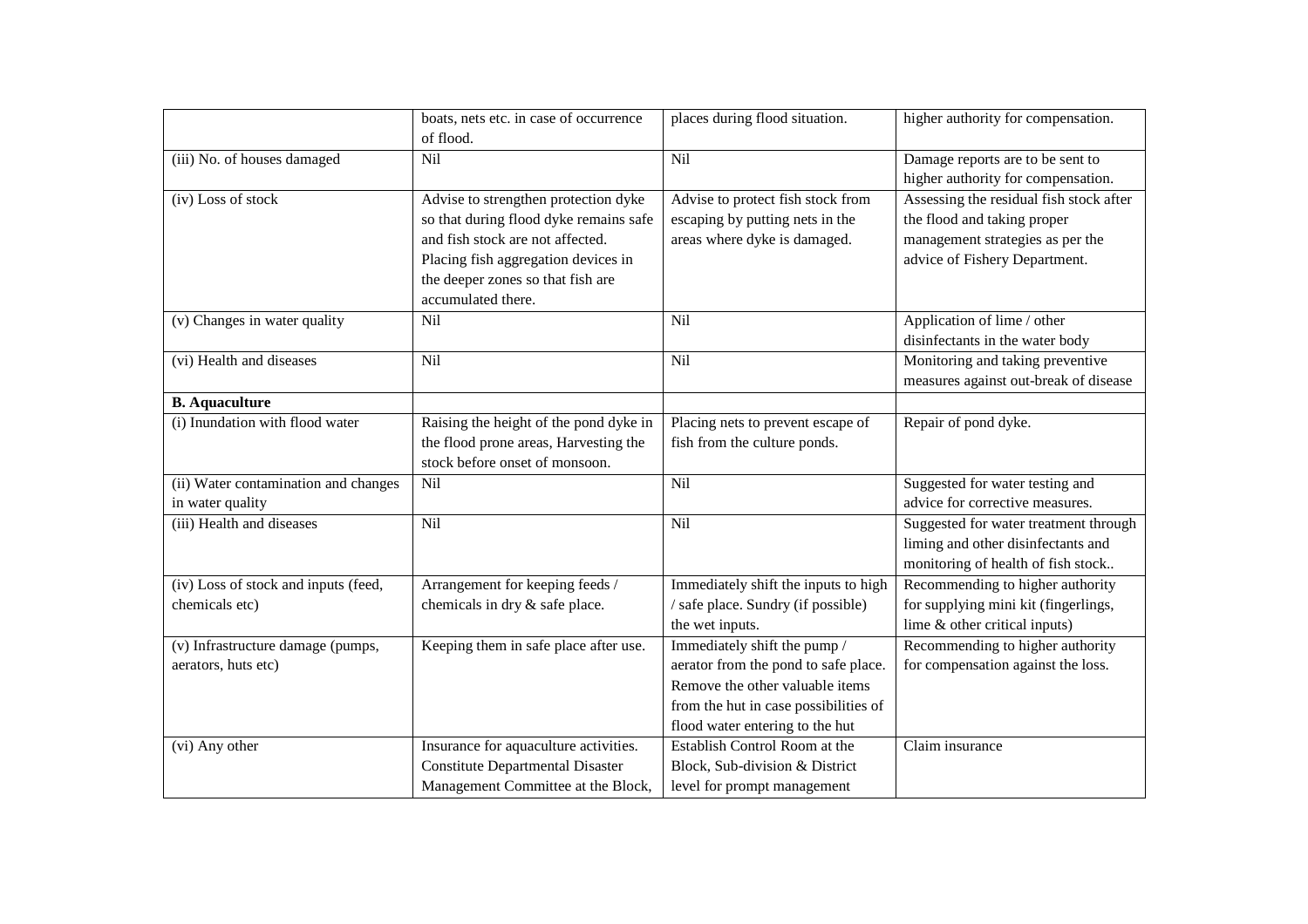| | boats, nets etc. in case of occurrence of flood. | places during flood situation. | higher authority for compensation. |
|---|---|---|---|
| (iii) No. of houses damaged | Nil | Nil | Damage reports are to be sent to higher authority for compensation. |
| (iv) Loss of stock | Advise to strengthen protection dyke so that during flood dyke remains safe and fish stock are not affected. Placing fish aggregation devices in the deeper zones so that fish are accumulated there. | Advise to protect fish stock from escaping by putting nets in the areas where dyke is damaged. | Assessing the residual fish stock after the flood and taking proper management strategies as per the advice of Fishery Department. |
| (v) Changes in water quality | Nil | Nil | Application of lime / other disinfectants in the water body |
| (vi) Health and diseases | Nil | Nil | Monitoring and taking preventive measures against out-break of disease |
| **B. Aquaculture** | | | |
| (i) Inundation with flood water | Raising the height of the pond dyke in the flood prone areas, Harvesting the stock before onset of monsoon. | Placing nets to prevent escape of fish from the culture ponds. | Repair of pond dyke. |
| (ii) Water contamination and changes in water quality | Nil | Nil | Suggested for water testing and advice for corrective measures. |
| (iii) Health and diseases | Nil | Nil | Suggested for water treatment through liming and other disinfectants and monitoring of health of fish stock.. |
| (iv) Loss of stock and inputs (feed, chemicals etc) | Arrangement for keeping feeds / chemicals in dry & safe place. | Immediately shift the inputs to high / safe place. Sundry (if possible) the wet inputs. | Recommending to higher authority for supplying mini kit (fingerlings, lime & other critical inputs) |
| (v) Infrastructure damage (pumps, aerators, huts etc) | Keeping them in safe place after use. | Immediately shift the pump / aerator from the pond to safe place. Remove the other valuable items from the hut in case possibilities of flood water entering to the hut | Recommending to higher authority for compensation against the loss. |
| (vi) Any other | Insurance for aquaculture activities. Constitute Departmental Disaster Management Committee at the Block, | Establish Control Room at the Block, Sub-division & District level for prompt management | Claim insurance |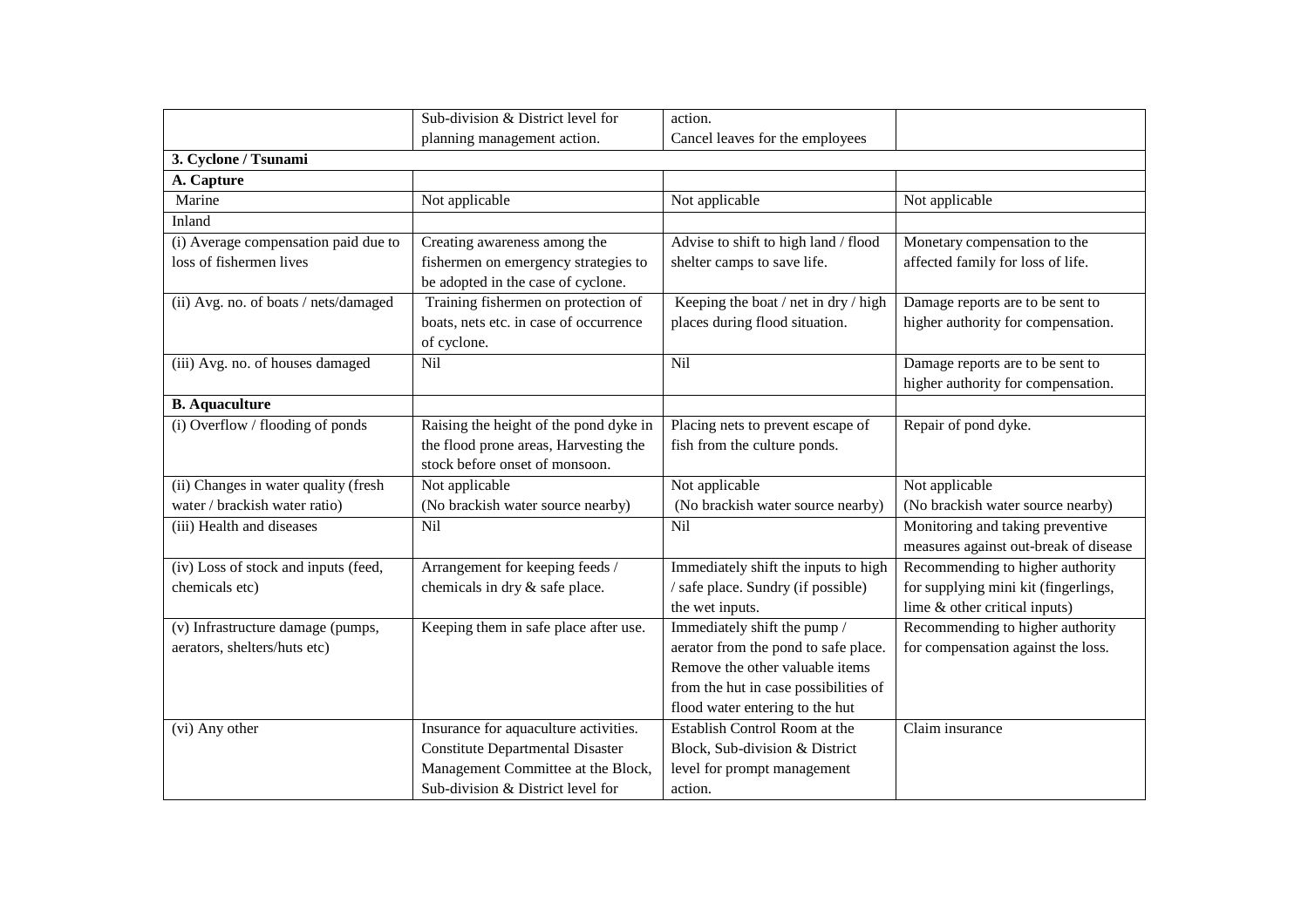| | | | |
|---|---|---|---|
| | Sub-division & District level for planning management action. | action. Cancel leaves for the employees | |
| **3. Cyclone / Tsunami** | | | |
| **A. Capture** | | | |
| Marine | Not applicable | Not applicable | Not applicable |
| Inland | | | |
| (i) Average compensation paid due to loss of fishermen lives | Creating awareness among the fishermen on emergency strategies to be adopted in the case of cyclone. | Advise to shift to high land / flood shelter camps to save life. | Monetary compensation to the affected family for loss of life. |
| (ii) Avg. no. of boats / nets/damaged | Training fishermen on protection of boats, nets etc. in case of occurrence of cyclone. | Keeping the boat / net in dry / high places during flood situation. | Damage reports are to be sent to higher authority for compensation. |
| (iii) Avg. no. of houses damaged | Nil | Nil | Damage reports are to be sent to higher authority for compensation. |
| **B. Aquaculture** | | | |
| (i) Overflow / flooding of ponds | Raising the height of the pond dyke in the flood prone areas, Harvesting the stock before onset of monsoon. | Placing nets to prevent escape of fish from the culture ponds. | Repair of pond dyke. |
| (ii) Changes in water quality (fresh water / brackish water ratio) | Not applicable (No brackish water source nearby) | Not applicable (No brackish water source nearby) | Not applicable (No brackish water source nearby) |
| (iii) Health and diseases | Nil | Nil | Monitoring and taking preventive measures against out-break of disease |
| (iv) Loss of stock and inputs (feed, chemicals etc) | Arrangement for keeping feeds / chemicals in dry & safe place. | Immediately shift the inputs to high / safe place. Sundry (if possible) the wet inputs. | Recommending to higher authority for supplying mini kit (fingerlings, lime & other critical inputs) |
| (v) Infrastructure damage (pumps, aerators, shelters/huts etc) | Keeping them in safe place after use. | Immediately shift the pump / aerator from the pond to safe place. Remove the other valuable items from the hut in case possibilities of flood water entering to the hut | Recommending to higher authority for compensation against the loss. |
| (vi) Any other | Insurance for aquaculture activities. Constitute Departmental Disaster Management Committee at the Block, Sub-division & District level for | Establish Control Room at the Block, Sub-division & District level for prompt management action. | Claim insurance |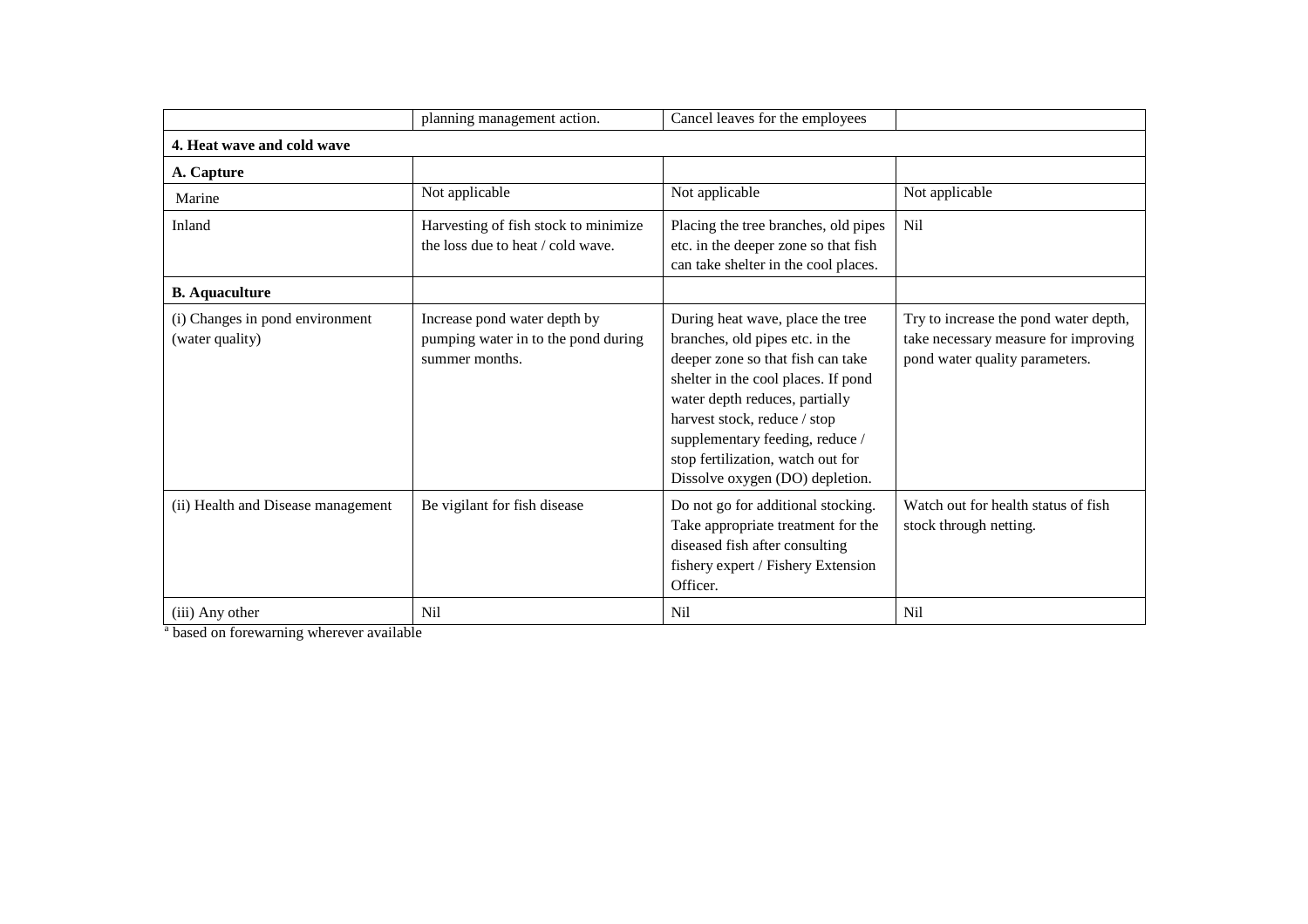| | | | |
|---|---|---|---|
| | planning management action. | Cancel leaves for the employees | |
| **4. Heat wave and cold wave** | | | |
| **A. Capture** | | | |
| Marine | Not applicable | Not applicable | Not applicable |
| Inland | Harvesting of fish stock to minimize the loss due to heat / cold wave. | Placing the tree branches, old pipes etc. in the deeper zone so that fish can take shelter in the cool places. | Nil |
| **B. Aquaculture** | | | |
| (i) Changes in pond environment (water quality) | Increase pond water depth by pumping water in to the pond during summer months. | During heat wave, place the tree branches, old pipes etc. in the deeper zone so that fish can take shelter in the cool places. If pond water depth reduces, partially harvest stock, reduce / stop supplementary feeding, reduce / stop fertilization, watch out for Dissolve oxygen (DO) depletion. | Try to increase the pond water depth, take necessary measure for improving pond water quality parameters. |
| (ii) Health and Disease management | Be vigilant for fish disease | Do not go for additional stocking. Take appropriate treatment for the diseased fish after consulting fishery expert / Fishery Extension Officer. | Watch out for health status of fish stock through netting. |
| (iii) Any other | Nil | Nil | Nil |

[a] based on forewarning wherever available